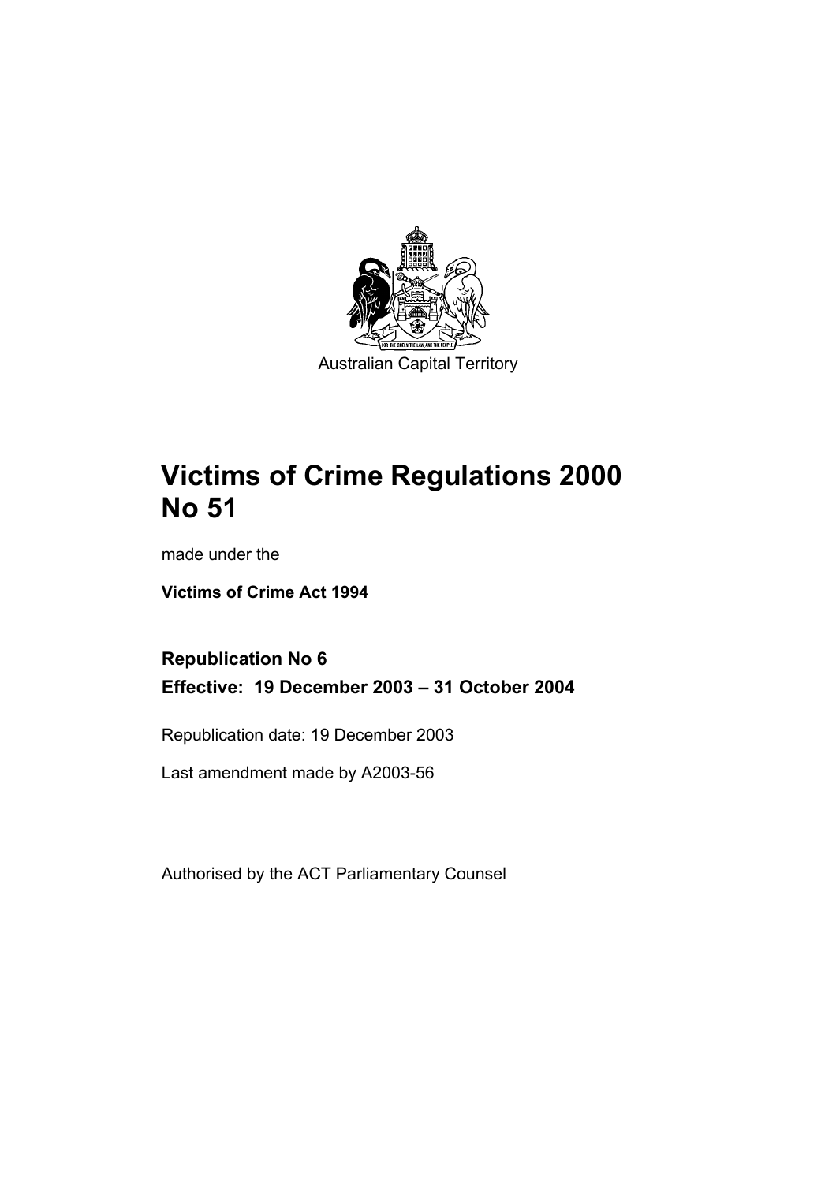Australian Capital Territory

# Victims of Crime Regulations 2000 No 51

made under the

**Victims of Crime Act 1994**

**Republication No 6**

**Effective: 19 December 2003 – 31 October 2004**

Republication date: 19 December 2003

Last amendment made by A2003-56

Authorised by the ACT Parliamentary Counsel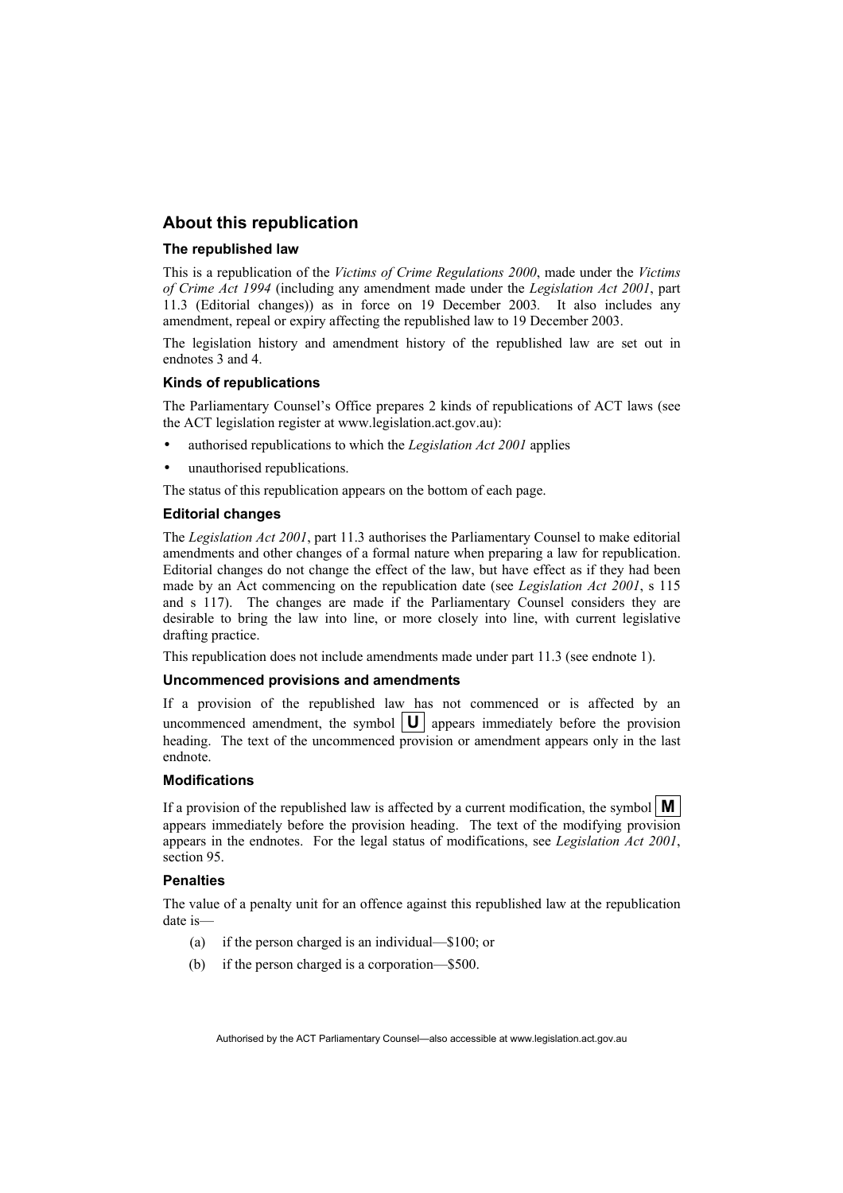## About this republication

### The republished law

This is a republication of the *Victims of Crime Regulations 2000*, made under the *Victims of Crime Act 1994* (including any amendment made under the *Legislation Act 2001*, part 11.3 (Editorial changes)) as in force on 19 December 2003. It also includes any amendment, repeal or expiry affecting the republished law to 19 December 2003.

The legislation history and amendment history of the republished law are set out in endnotes 3 and 4.

### Kinds of republications

The Parliamentary Counsel's Office prepares 2 kinds of republications of ACT laws (see the ACT legislation register at www.legislation.act.gov.au):

- authorised republications to which the *Legislation Act 2001* applies
- unauthorised republications.

The status of this republication appears on the bottom of each page.

### Editorial changes

The *Legislation Act 2001*, part 11.3 authorises the Parliamentary Counsel to make editorial amendments and other changes of a formal nature when preparing a law for republication. Editorial changes do not change the effect of the law, but have effect as if they had been made by an Act commencing on the republication date (see *Legislation Act 2001*, s 115 and s 117). The changes are made if the Parliamentary Counsel considers they are desirable to bring the law into line, or more closely into line, with current legislative drafting practice.

This republication does not include amendments made under part 11.3 (see endnote 1).

### Uncommenced provisions and amendments

If a provision of the republished law has not commenced or is affected by an uncommenced amendment, the symbol **U** appears immediately before the provision heading. The text of the uncommenced provision or amendment appears only in the last endnote.

### Modifications

If a provision of the republished law is affected by a current modification, the symbol **M** appears immediately before the provision heading. The text of the modifying provision appears in the endnotes. For the legal status of modifications, see *Legislation Act 2001*, section 95.

### Penalties

The value of a penalty unit for an offence against this republished law at the republication date is—

(a) if the person charged is an individual—$100; or

(b) if the person charged is a corporation—$500.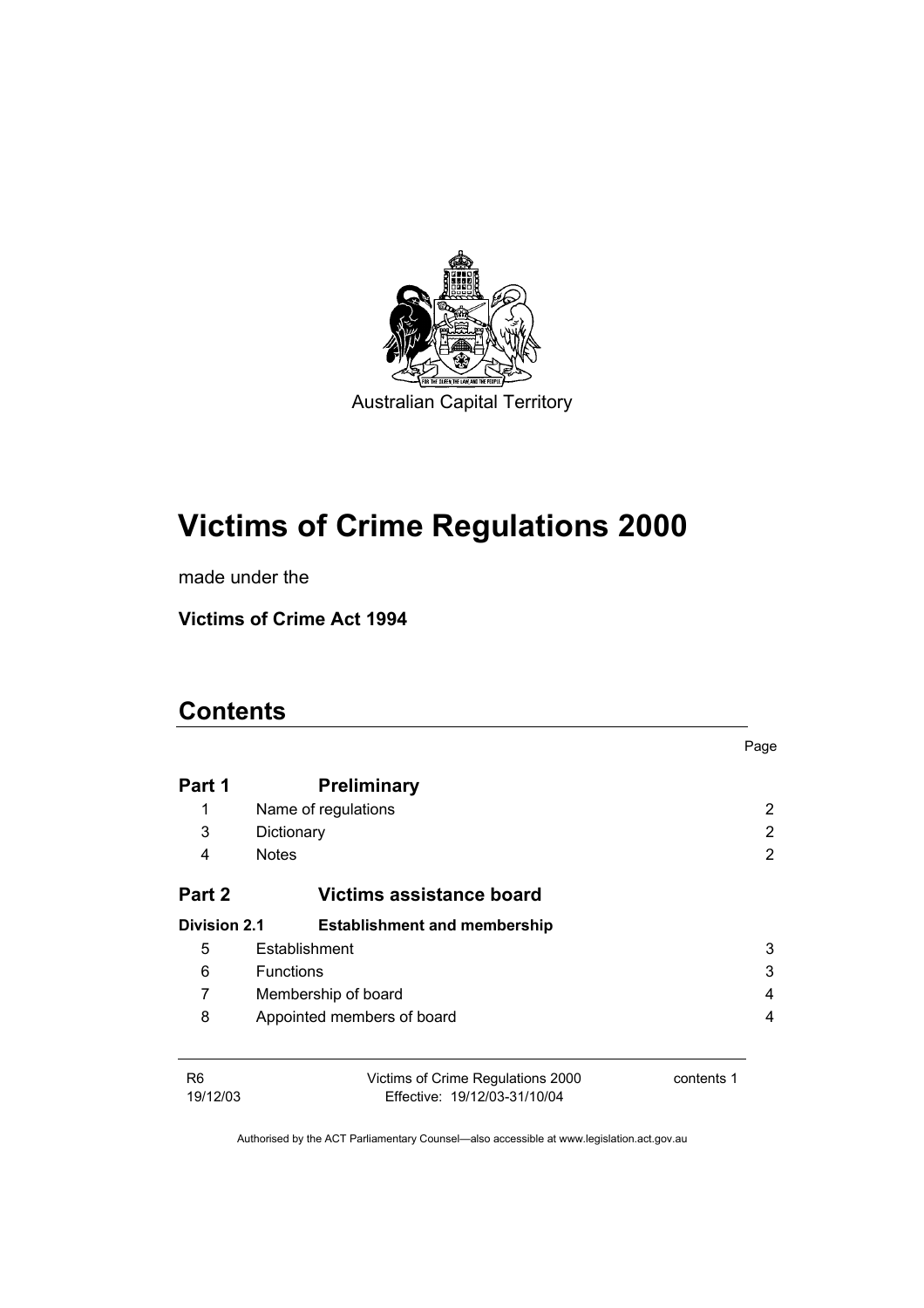Australian Capital Territory

# Victims of Crime Regulations 2000

made under the

**Victims of Crime Act 1994**

## Contents

| | | Page |
|---|---|---|
| **Part 1** | **Preliminary** | |
| 1 | Name of regulations | 2 |
| 3 | Dictionary | 2 |
| 4 | Notes | 2 |
| **Part 2** | **Victims assistance board** | |
| **Division 2.1** | **Establishment and membership** | |
| 5 | Establishment | 3 |
| 6 | Functions | 3 |
| 7 | Membership of board | 4 |
| 8 | Appointed members of board | 4 |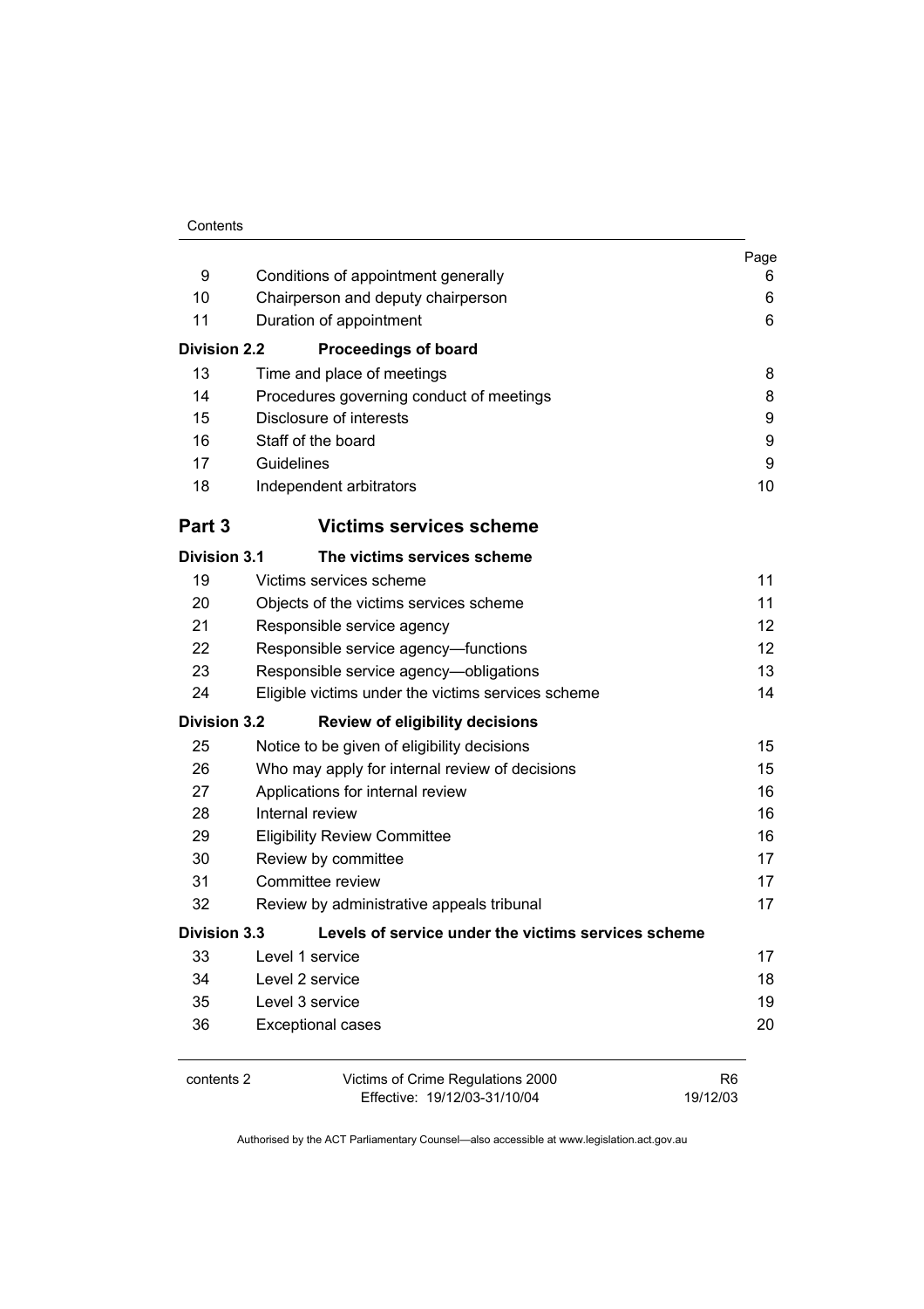| | | Page |
|---|---|---|
| 9 | Conditions of appointment generally | 6 |
| 10 | Chairperson and deputy chairperson | 6 |
| 11 | Duration of appointment | 6 |
| **Division 2.2** | **Proceedings of board** | |
| 13 | Time and place of meetings | 8 |
| 14 | Procedures governing conduct of meetings | 8 |
| 15 | Disclosure of interests | 9 |
| 16 | Staff of the board | 9 |
| 17 | Guidelines | 9 |
| 18 | Independent arbitrators | 10 |
| **Part 3** | **Victims services scheme** | |
| **Division 3.1** | **The victims services scheme** | |
| 19 | Victims services scheme | 11 |
| 20 | Objects of the victims services scheme | 11 |
| 21 | Responsible service agency | 12 |
| 22 | Responsible service agency—functions | 12 |
| 23 | Responsible service agency—obligations | 13 |
| 24 | Eligible victims under the victims services scheme | 14 |
| **Division 3.2** | **Review of eligibility decisions** | |
| 25 | Notice to be given of eligibility decisions | 15 |
| 26 | Who may apply for internal review of decisions | 15 |
| 27 | Applications for internal review | 16 |
| 28 | Internal review | 16 |
| 29 | Eligibility Review Committee | 16 |
| 30 | Review by committee | 17 |
| 31 | Committee review | 17 |
| 32 | Review by administrative appeals tribunal | 17 |
| **Division 3.3** | **Levels of service under the victims services scheme** | |
| 33 | Level 1 service | 17 |
| 34 | Level 2 service | 18 |
| 35 | Level 3 service | 19 |
| 36 | Exceptional cases | 20 |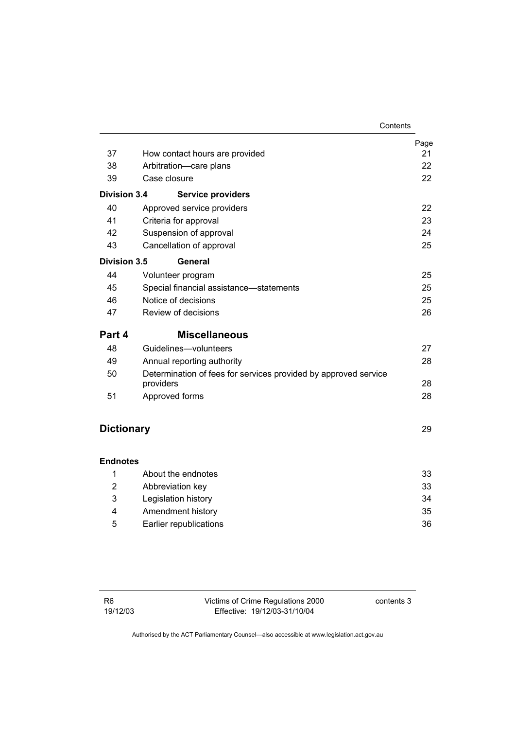| | | Page |
|---|---|---|
| 37 | How contact hours are provided | 21 |
| 38 | Arbitration—care plans | 22 |
| 39 | Case closure | 22 |
| **Division 3.4** | **Service providers** | |
| 40 | Approved service providers | 22 |
| 41 | Criteria for approval | 23 |
| 42 | Suspension of approval | 24 |
| 43 | Cancellation of approval | 25 |
| **Division 3.5** | **General** | |
| 44 | Volunteer program | 25 |
| 45 | Special financial assistance—statements | 25 |
| 46 | Notice of decisions | 25 |
| 47 | Review of decisions | 26 |
| **Part 4** | **Miscellaneous** | |
| 48 | Guidelines—volunteers | 27 |
| 49 | Annual reporting authority | 28 |
| 50 | Determination of fees for services provided by approved service providers | 28 |
| 51 | Approved forms | 28 |
| **Dictionary** | | 29 |
| **Endnotes** | | |
| 1 | About the endnotes | 33 |
| 2 | Abbreviation key | 33 |
| 3 | Legislation history | 34 |
| 4 | Amendment history | 35 |
| 5 | Earlier republications | 36 |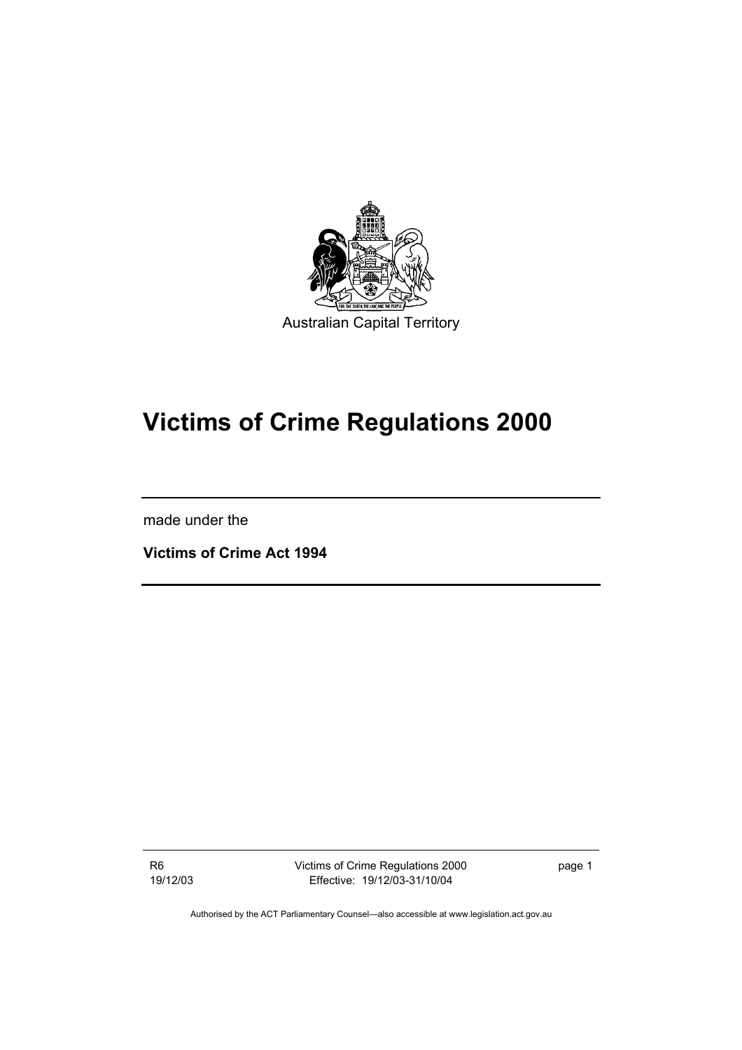Australian Capital Territory

# Victims of Crime Regulations 2000

made under the

**Victims of Crime Act 1994**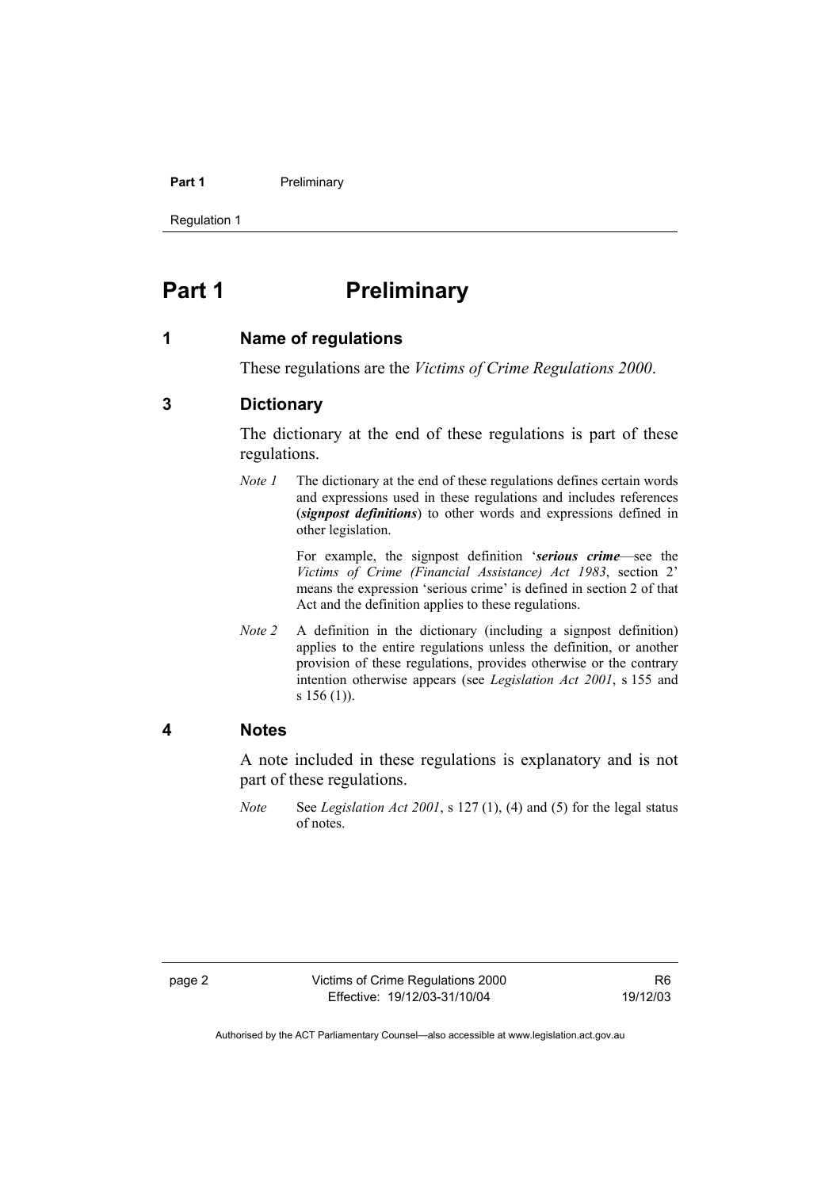# Part 1 Preliminary

## 1 Name of regulations

These regulations are the *Victims of Crime Regulations 2000*.

## 3 Dictionary

The dictionary at the end of these regulations is part of these regulations.

*Note 1* The dictionary at the end of these regulations defines certain words and expressions used in these regulations and includes references (***signpost definitions***) to other words and expressions defined in other legislation.

For example, the signpost definition '***serious crime***—see the *Victims of Crime (Financial Assistance) Act 1983*, section 2' means the expression 'serious crime' is defined in section 2 of that Act and the definition applies to these regulations.

*Note 2* A definition in the dictionary (including a signpost definition) applies to the entire regulations unless the definition, or another provision of these regulations, provides otherwise or the contrary intention otherwise appears (see *Legislation Act 2001*, s 155 and s 156 (1)).

## 4 Notes

A note included in these regulations is explanatory and is not part of these regulations.

*Note* See *Legislation Act 2001*, s 127 (1), (4) and (5) for the legal status of notes.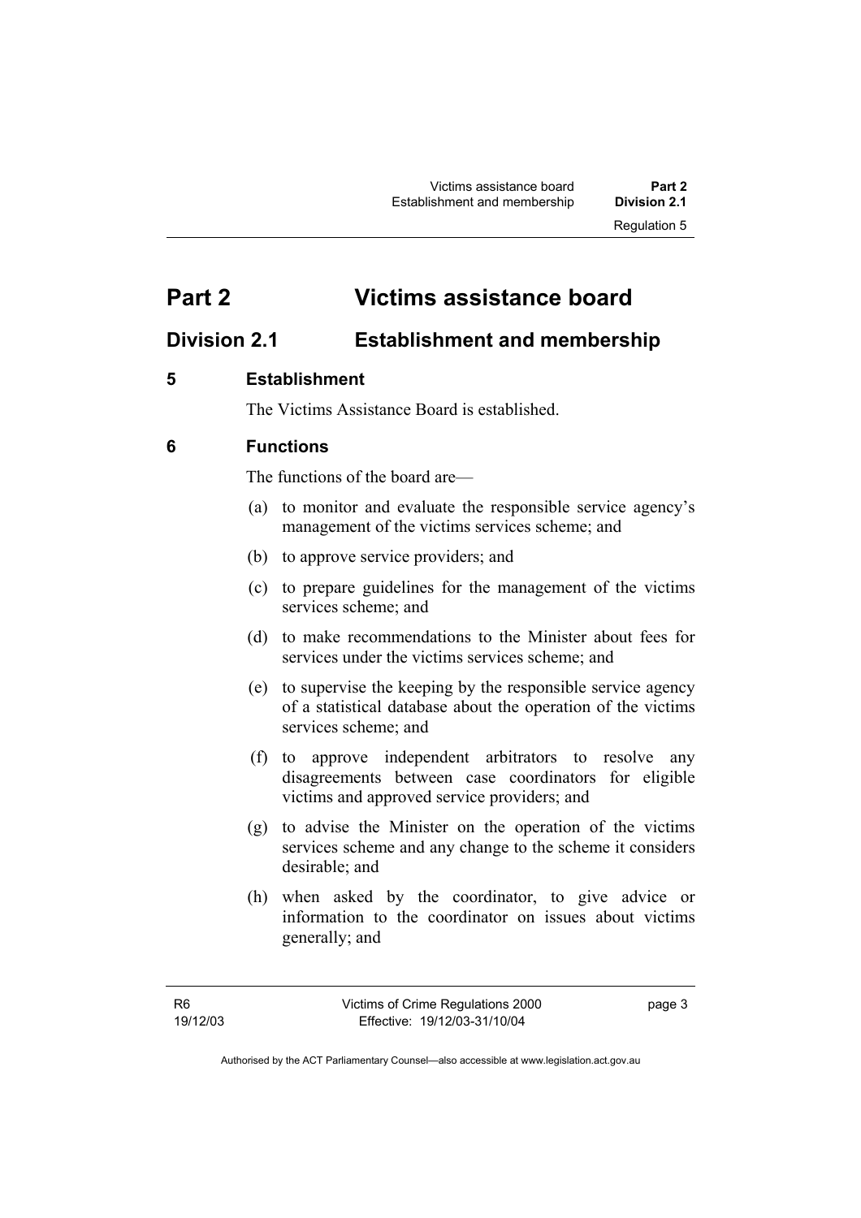# Part 2 Victims assistance board

## Division 2.1 Establishment and membership

### 5 Establishment

The Victims Assistance Board is established.

### 6 Functions

The functions of the board are—

(a) to monitor and evaluate the responsible service agency's management of the victims services scheme; and

(b) to approve service providers; and

(c) to prepare guidelines for the management of the victims services scheme; and

(d) to make recommendations to the Minister about fees for services under the victims services scheme; and

(e) to supervise the keeping by the responsible service agency of a statistical database about the operation of the victims services scheme; and

(f) to approve independent arbitrators to resolve any disagreements between case coordinators for eligible victims and approved service providers; and

(g) to advise the Minister on the operation of the victims services scheme and any change to the scheme it considers desirable; and

(h) when asked by the coordinator, to give advice or information to the coordinator on issues about victims generally; and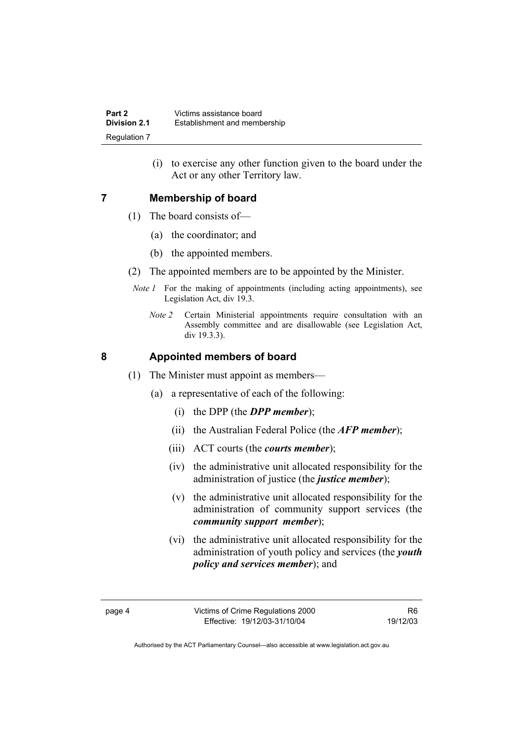(i) to exercise any other function given to the board under the Act or any other Territory law.

## 7 Membership of board

(1) The board consists of—

(a) the coordinator; and

(b) the appointed members.

(2) The appointed members are to be appointed by the Minister.

*Note 1* For the making of appointments (including acting appointments), see Legislation Act, div 19.3.

*Note 2* Certain Ministerial appointments require consultation with an Assembly committee and are disallowable (see Legislation Act, div 19.3.3).

## 8 Appointed members of board

(1) The Minister must appoint as members—

(a) a representative of each of the following:

(i) the DPP (the ***DPP member***);

(ii) the Australian Federal Police (the ***AFP member***);

(iii) ACT courts (the ***courts member***);

(iv) the administrative unit allocated responsibility for the administration of justice (the ***justice member***);

(v) the administrative unit allocated responsibility for the administration of community support services (the ***community support member***);

(vi) the administrative unit allocated responsibility for the administration of youth policy and services (the ***youth policy and services member***); and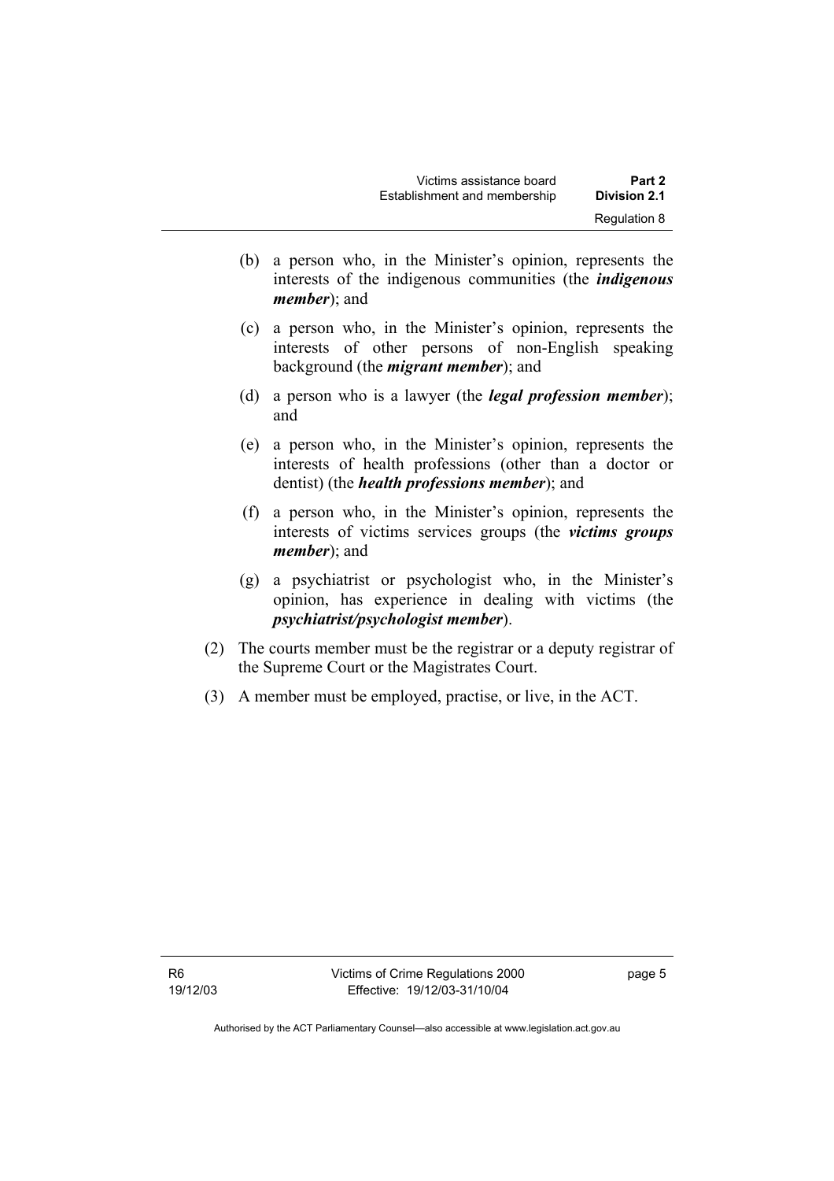(b) a person who, in the Minister's opinion, represents the interests of the indigenous communities (the ***indigenous member***); and

(c) a person who, in the Minister's opinion, represents the interests of other persons of non-English speaking background (the ***migrant member***); and

(d) a person who is a lawyer (the ***legal profession member***); and

(e) a person who, in the Minister's opinion, represents the interests of health professions (other than a doctor or dentist) (the ***health professions member***); and

(f) a person who, in the Minister's opinion, represents the interests of victims services groups (the ***victims groups member***); and

(g) a psychiatrist or psychologist who, in the Minister's opinion, has experience in dealing with victims (the ***psychiatrist/psychologist member***).

(2) The courts member must be the registrar or a deputy registrar of the Supreme Court or the Magistrates Court.

(3) A member must be employed, practise, or live, in the ACT.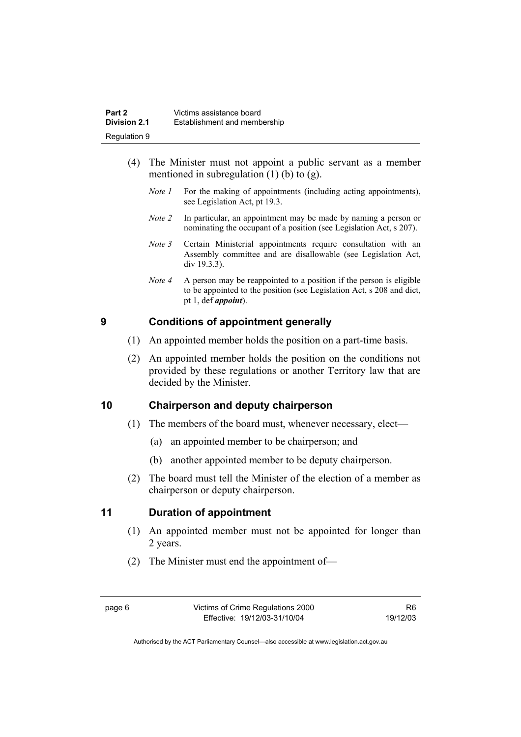(4) The Minister must not appoint a public servant as a member mentioned in subregulation (1) (b) to (g).

*Note 1* For the making of appointments (including acting appointments), see Legislation Act, pt 19.3.

*Note 2* In particular, an appointment may be made by naming a person or nominating the occupant of a position (see Legislation Act, s 207).

*Note 3* Certain Ministerial appointments require consultation with an Assembly committee and are disallowable (see Legislation Act, div 19.3.3).

*Note 4* A person may be reappointed to a position if the person is eligible to be appointed to the position (see Legislation Act, s 208 and dict, pt 1, def ***appoint***).

## 9 Conditions of appointment generally

(1) An appointed member holds the position on a part-time basis.

(2) An appointed member holds the position on the conditions not provided by these regulations or another Territory law that are decided by the Minister.

## 10 Chairperson and deputy chairperson

(1) The members of the board must, whenever necessary, elect—

(a) an appointed member to be chairperson; and

(b) another appointed member to be deputy chairperson.

(2) The board must tell the Minister of the election of a member as chairperson or deputy chairperson.

## 11 Duration of appointment

(1) An appointed member must not be appointed for longer than 2 years.

(2) The Minister must end the appointment of—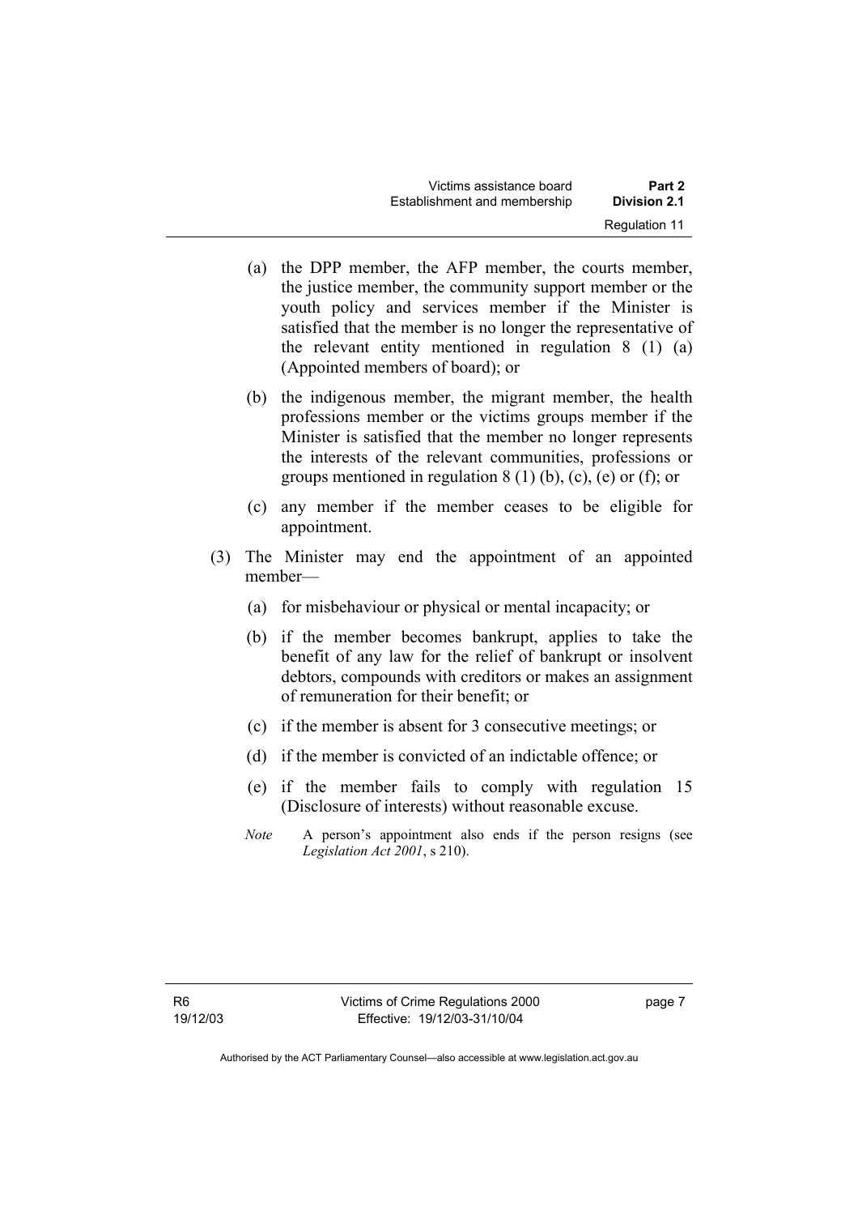(a) the DPP member, the AFP member, the courts member, the justice member, the community support member or the youth policy and services member if the Minister is satisfied that the member is no longer the representative of the relevant entity mentioned in regulation 8 (1) (a) (Appointed members of board); or

(b) the indigenous member, the migrant member, the health professions member or the victims groups member if the Minister is satisfied that the member no longer represents the interests of the relevant communities, professions or groups mentioned in regulation 8 (1) (b), (c), (e) or (f); or

(c) any member if the member ceases to be eligible for appointment.

(3) The Minister may end the appointment of an appointed member—

(a) for misbehaviour or physical or mental incapacity; or

(b) if the member becomes bankrupt, applies to take the benefit of any law for the relief of bankrupt or insolvent debtors, compounds with creditors or makes an assignment of remuneration for their benefit; or

(c) if the member is absent for 3 consecutive meetings; or

(d) if the member is convicted of an indictable offence; or

(e) if the member fails to comply with regulation 15 (Disclosure of interests) without reasonable excuse.

*Note* A person's appointment also ends if the person resigns (see *Legislation Act 2001*, s 210).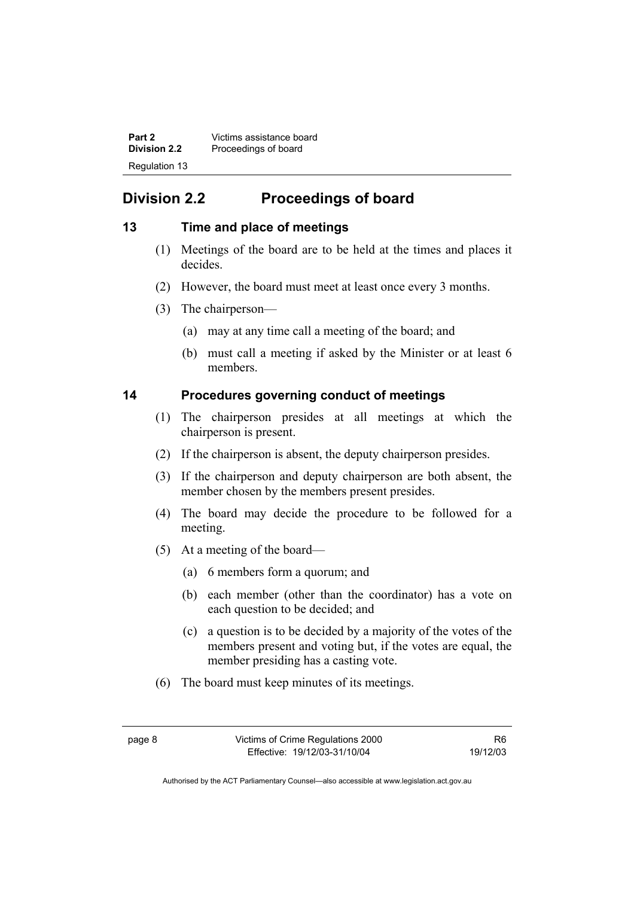## Division 2.2 Proceedings of board

### 13 Time and place of meetings

(1) Meetings of the board are to be held at the times and places it decides.

(2) However, the board must meet at least once every 3 months.

(3) The chairperson—

(a) may at any time call a meeting of the board; and

(b) must call a meeting if asked by the Minister or at least 6 members.

### 14 Procedures governing conduct of meetings

(1) The chairperson presides at all meetings at which the chairperson is present.

(2) If the chairperson is absent, the deputy chairperson presides.

(3) If the chairperson and deputy chairperson are both absent, the member chosen by the members present presides.

(4) The board may decide the procedure to be followed for a meeting.

(5) At a meeting of the board—

(a) 6 members form a quorum; and

(b) each member (other than the coordinator) has a vote on each question to be decided; and

(c) a question is to be decided by a majority of the votes of the members present and voting but, if the votes are equal, the member presiding has a casting vote.

(6) The board must keep minutes of its meetings.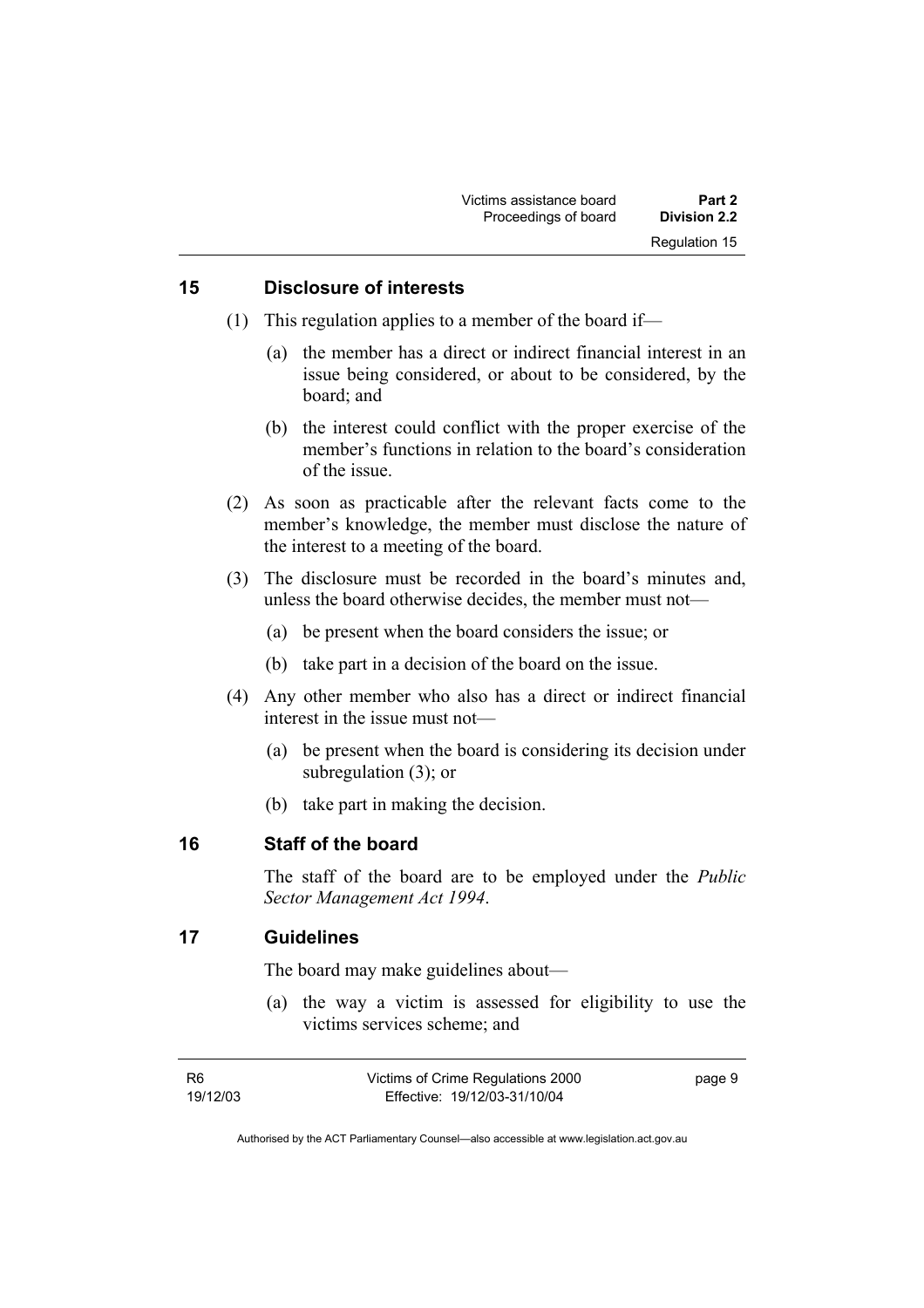## 15 Disclosure of interests

(1) This regulation applies to a member of the board if—

(a) the member has a direct or indirect financial interest in an issue being considered, or about to be considered, by the board; and

(b) the interest could conflict with the proper exercise of the member's functions in relation to the board's consideration of the issue.

(2) As soon as practicable after the relevant facts come to the member's knowledge, the member must disclose the nature of the interest to a meeting of the board.

(3) The disclosure must be recorded in the board's minutes and, unless the board otherwise decides, the member must not—

(a) be present when the board considers the issue; or

(b) take part in a decision of the board on the issue.

(4) Any other member who also has a direct or indirect financial interest in the issue must not—

(a) be present when the board is considering its decision under subregulation (3); or

(b) take part in making the decision.

## 16 Staff of the board

The staff of the board are to be employed under the *Public Sector Management Act 1994*.

## 17 Guidelines

The board may make guidelines about—

(a) the way a victim is assessed for eligibility to use the victims services scheme; and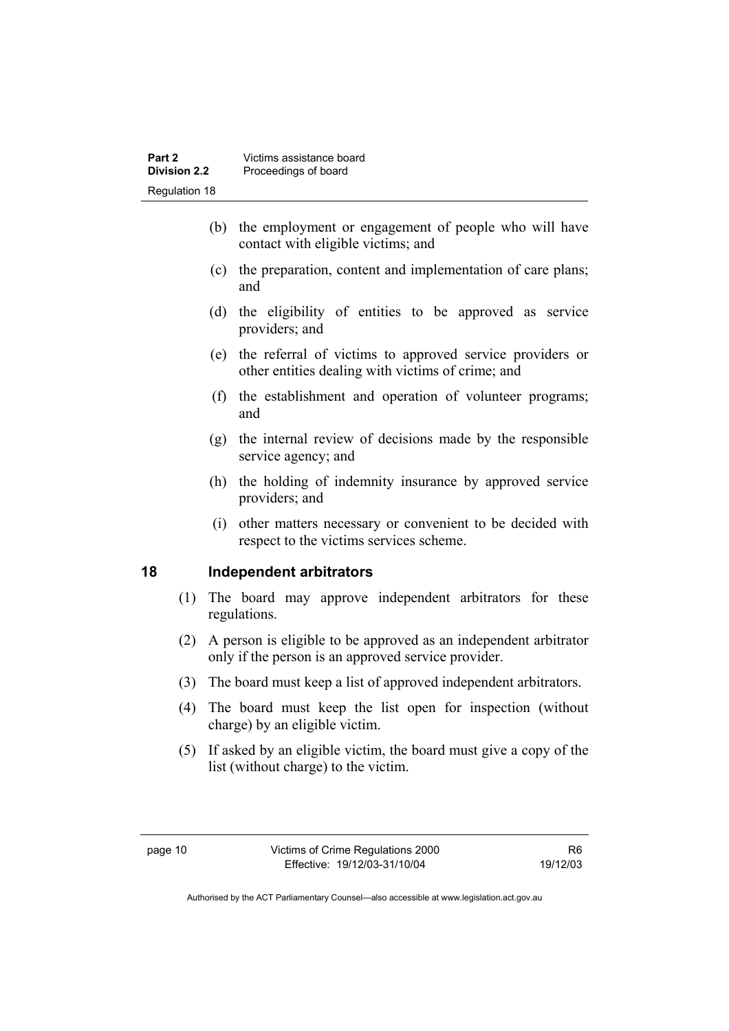(b) the employment or engagement of people who will have contact with eligible victims; and

(c) the preparation, content and implementation of care plans; and

(d) the eligibility of entities to be approved as service providers; and

(e) the referral of victims to approved service providers or other entities dealing with victims of crime; and

(f) the establishment and operation of volunteer programs; and

(g) the internal review of decisions made by the responsible service agency; and

(h) the holding of indemnity insurance by approved service providers; and

(i) other matters necessary or convenient to be decided with respect to the victims services scheme.

## 18 Independent arbitrators

(1) The board may approve independent arbitrators for these regulations.

(2) A person is eligible to be approved as an independent arbitrator only if the person is an approved service provider.

(3) The board must keep a list of approved independent arbitrators.

(4) The board must keep the list open for inspection (without charge) by an eligible victim.

(5) If asked by an eligible victim, the board must give a copy of the list (without charge) to the victim.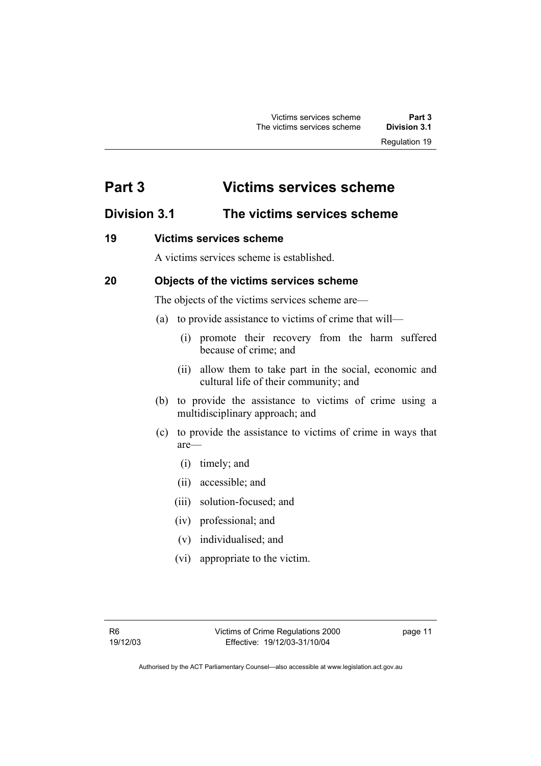# Part 3 Victims services scheme

## Division 3.1 The victims services scheme

### 19 Victims services scheme

A victims services scheme is established.

### 20 Objects of the victims services scheme

The objects of the victims services scheme are—

(a) to provide assistance to victims of crime that will—

  (i) promote their recovery from the harm suffered because of crime; and

  (ii) allow them to take part in the social, economic and cultural life of their community; and

(b) to provide the assistance to victims of crime using a multidisciplinary approach; and

(c) to provide the assistance to victims of crime in ways that are—

  (i) timely; and

  (ii) accessible; and

  (iii) solution-focused; and

  (iv) professional; and

  (v) individualised; and

  (vi) appropriate to the victim.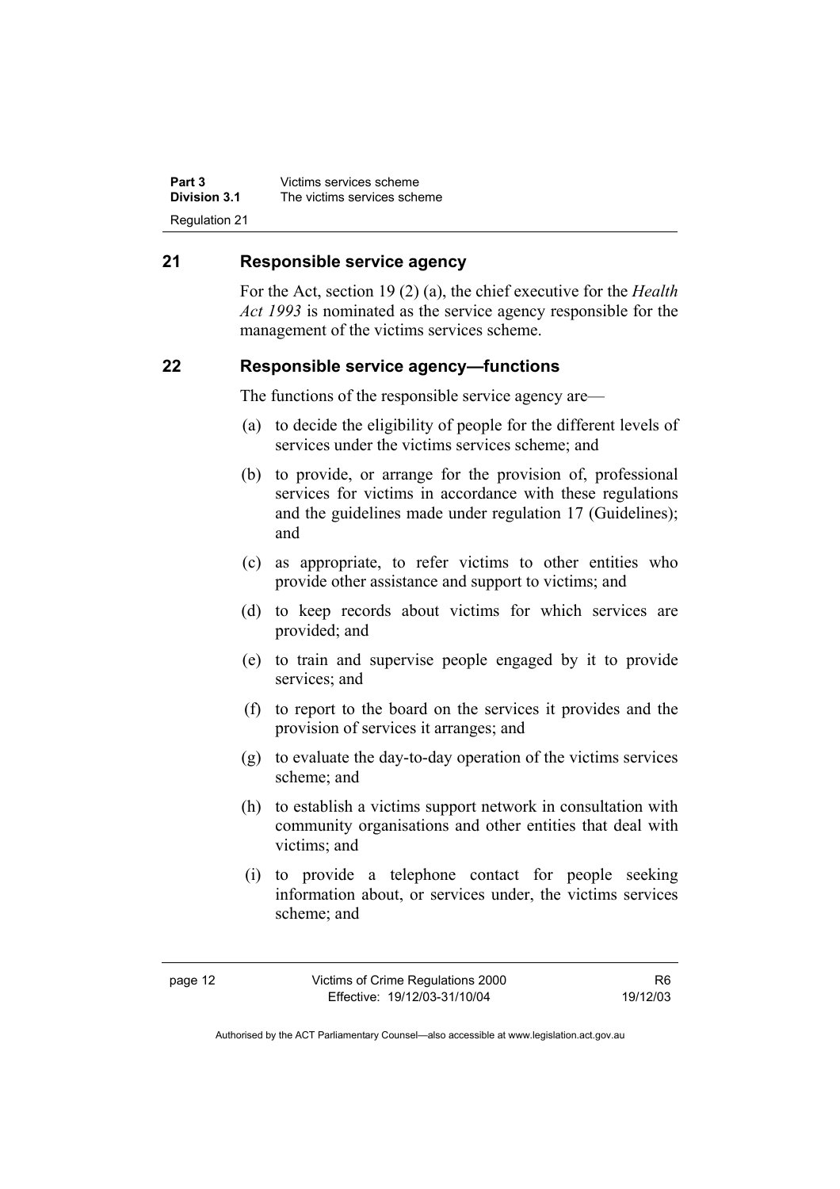## 21 Responsible service agency

For the Act, section 19 (2) (a), the chief executive for the *Health Act 1993* is nominated as the service agency responsible for the management of the victims services scheme.

## 22 Responsible service agency—functions

The functions of the responsible service agency are—

(a) to decide the eligibility of people for the different levels of services under the victims services scheme; and

(b) to provide, or arrange for the provision of, professional services for victims in accordance with these regulations and the guidelines made under regulation 17 (Guidelines); and

(c) as appropriate, to refer victims to other entities who provide other assistance and support to victims; and

(d) to keep records about victims for which services are provided; and

(e) to train and supervise people engaged by it to provide services; and

(f) to report to the board on the services it provides and the provision of services it arranges; and

(g) to evaluate the day-to-day operation of the victims services scheme; and

(h) to establish a victims support network in consultation with community organisations and other entities that deal with victims; and

(i) to provide a telephone contact for people seeking information about, or services under, the victims services scheme; and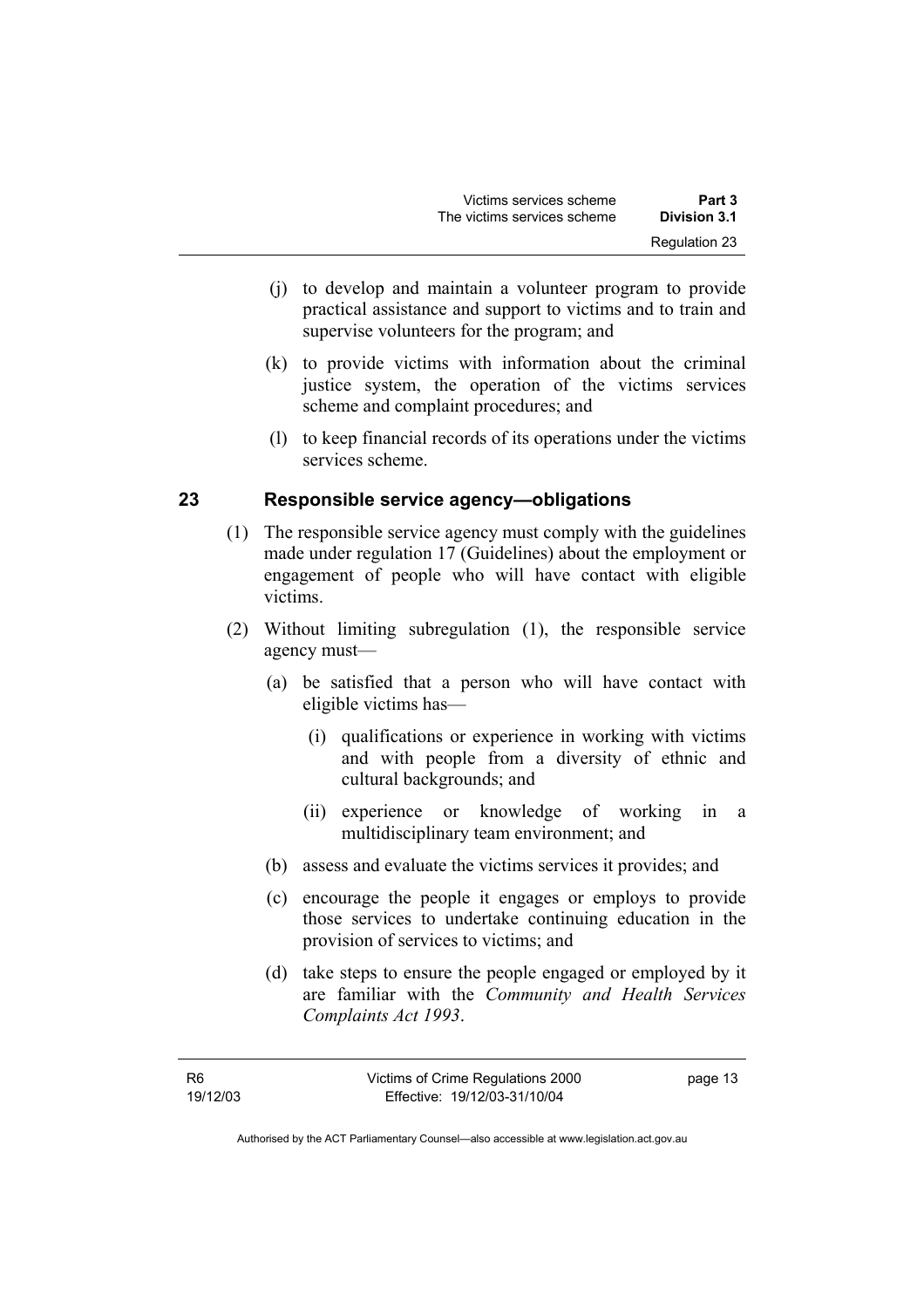(j) to develop and maintain a volunteer program to provide practical assistance and support to victims and to train and supervise volunteers for the program; and

(k) to provide victims with information about the criminal justice system, the operation of the victims services scheme and complaint procedures; and

(l) to keep financial records of its operations under the victims services scheme.

## 23 Responsible service agency—obligations

(1) The responsible service agency must comply with the guidelines made under regulation 17 (Guidelines) about the employment or engagement of people who will have contact with eligible victims.

(2) Without limiting subregulation (1), the responsible service agency must—

(a) be satisfied that a person who will have contact with eligible victims has—

(i) qualifications or experience in working with victims and with people from a diversity of ethnic and cultural backgrounds; and

(ii) experience or knowledge of working in a multidisciplinary team environment; and

(b) assess and evaluate the victims services it provides; and

(c) encourage the people it engages or employs to provide those services to undertake continuing education in the provision of services to victims; and

(d) take steps to ensure the people engaged or employed by it are familiar with the *Community and Health Services Complaints Act 1993*.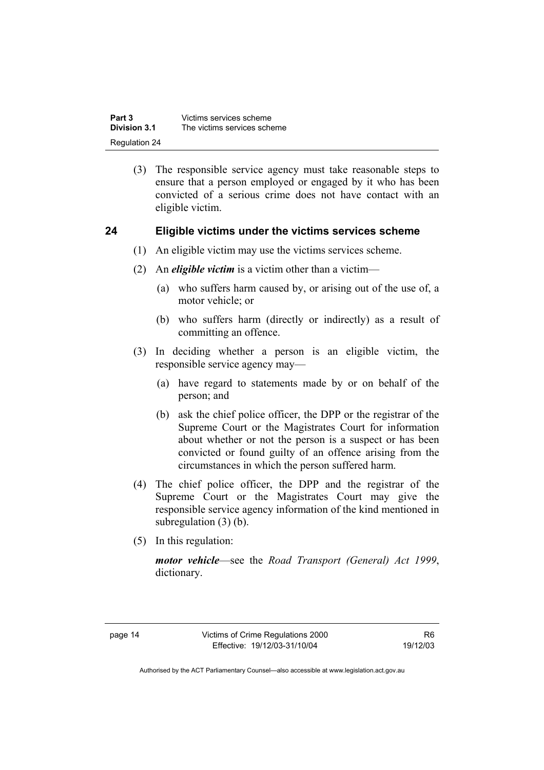(3) The responsible service agency must take reasonable steps to ensure that a person employed or engaged by it who has been convicted of a serious crime does not have contact with an eligible victim.

## 24 Eligible victims under the victims services scheme

(1) An eligible victim may use the victims services scheme.

(2) An ***eligible victim*** is a victim other than a victim—

(a) who suffers harm caused by, or arising out of the use of, a motor vehicle; or

(b) who suffers harm (directly or indirectly) as a result of committing an offence.

(3) In deciding whether a person is an eligible victim, the responsible service agency may—

(a) have regard to statements made by or on behalf of the person; and

(b) ask the chief police officer, the DPP or the registrar of the Supreme Court or the Magistrates Court for information about whether or not the person is a suspect or has been convicted or found guilty of an offence arising from the circumstances in which the person suffered harm.

(4) The chief police officer, the DPP and the registrar of the Supreme Court or the Magistrates Court may give the responsible service agency information of the kind mentioned in subregulation (3) (b).

(5) In this regulation:

***motor vehicle***—see the *Road Transport (General) Act 1999*, dictionary.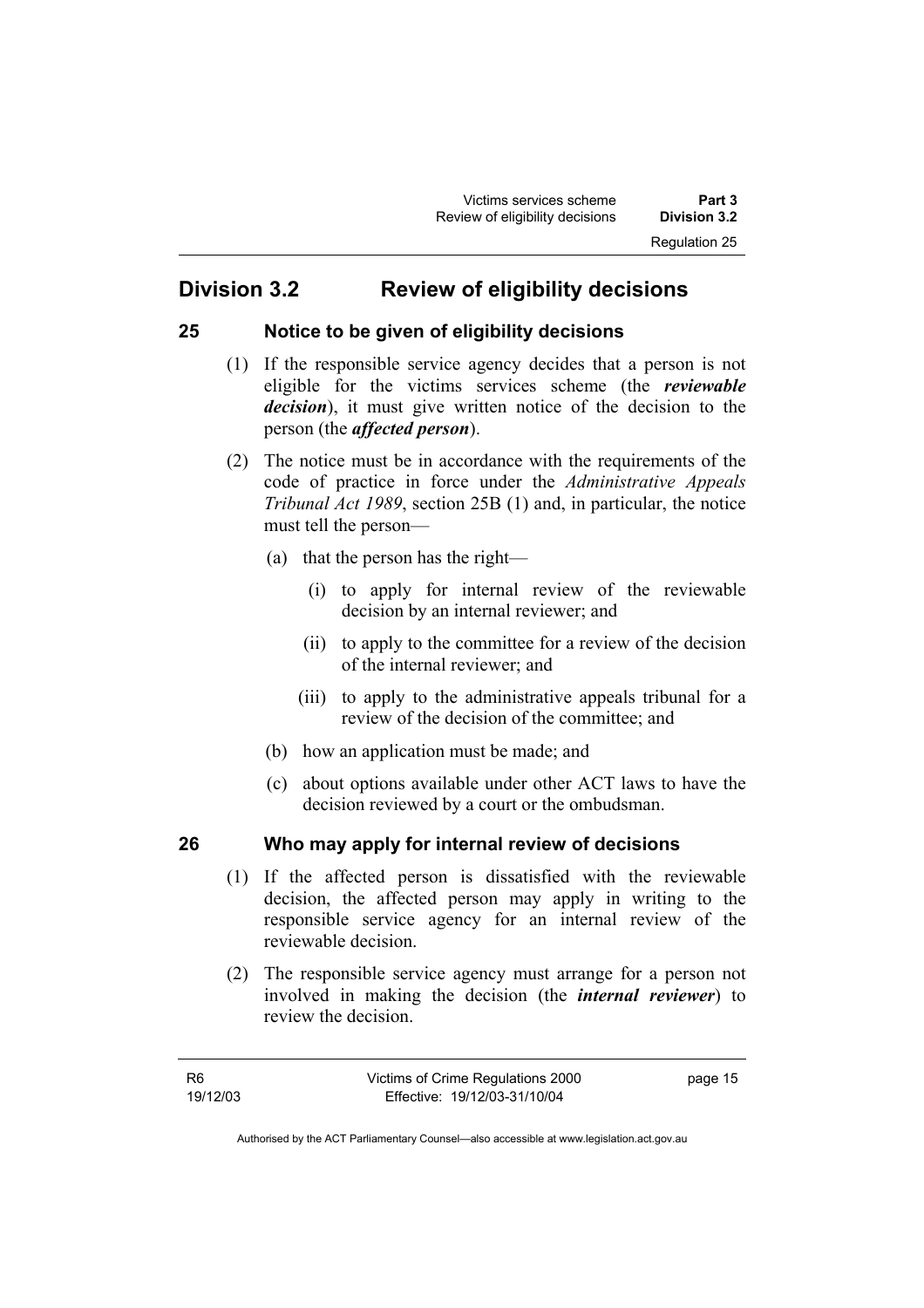## Division 3.2 Review of eligibility decisions

### 25 Notice to be given of eligibility decisions

(1) If the responsible service agency decides that a person is not eligible for the victims services scheme (the ***reviewable decision***), it must give written notice of the decision to the person (the ***affected person***).

(2) The notice must be in accordance with the requirements of the code of practice in force under the *Administrative Appeals Tribunal Act 1989*, section 25B (1) and, in particular, the notice must tell the person—

(a) that the person has the right—

(i) to apply for internal review of the reviewable decision by an internal reviewer; and

(ii) to apply to the committee for a review of the decision of the internal reviewer; and

(iii) to apply to the administrative appeals tribunal for a review of the decision of the committee; and

(b) how an application must be made; and

(c) about options available under other ACT laws to have the decision reviewed by a court or the ombudsman.

### 26 Who may apply for internal review of decisions

(1) If the affected person is dissatisfied with the reviewable decision, the affected person may apply in writing to the responsible service agency for an internal review of the reviewable decision.

(2) The responsible service agency must arrange for a person not involved in making the decision (the ***internal reviewer***) to review the decision.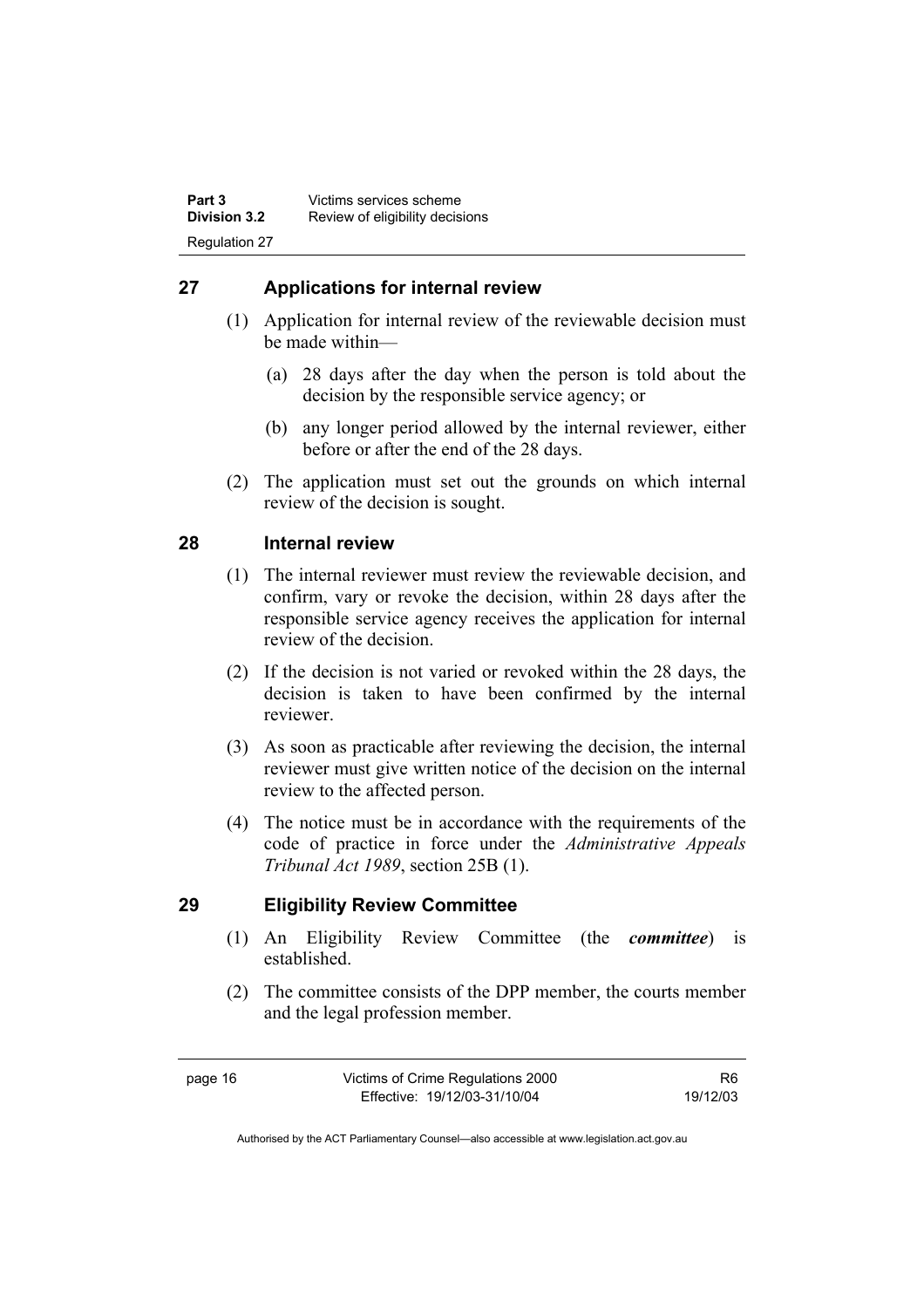## 27 Applications for internal review

(1) Application for internal review of the reviewable decision must be made within—

(a) 28 days after the day when the person is told about the decision by the responsible service agency; or

(b) any longer period allowed by the internal reviewer, either before or after the end of the 28 days.

(2) The application must set out the grounds on which internal review of the decision is sought.

## 28 Internal review

(1) The internal reviewer must review the reviewable decision, and confirm, vary or revoke the decision, within 28 days after the responsible service agency receives the application for internal review of the decision.

(2) If the decision is not varied or revoked within the 28 days, the decision is taken to have been confirmed by the internal reviewer.

(3) As soon as practicable after reviewing the decision, the internal reviewer must give written notice of the decision on the internal review to the affected person.

(4) The notice must be in accordance with the requirements of the code of practice in force under the *Administrative Appeals Tribunal Act 1989*, section 25B (1).

## 29 Eligibility Review Committee

(1) An Eligibility Review Committee (the ***committee***) is established.

(2) The committee consists of the DPP member, the courts member and the legal profession member.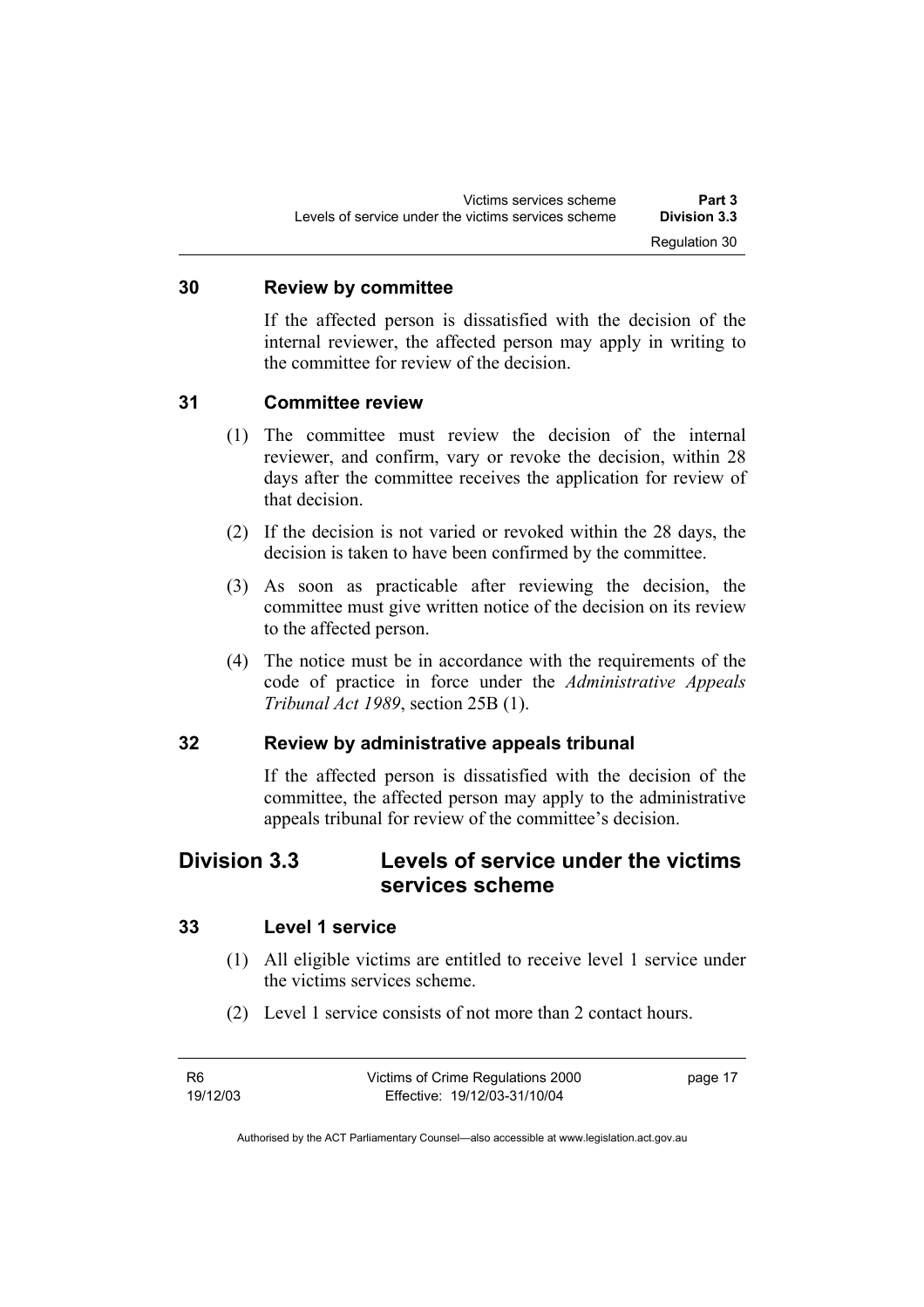### 30 Review by committee

If the affected person is dissatisfied with the decision of the internal reviewer, the affected person may apply in writing to the committee for review of the decision.

### 31 Committee review

(1) The committee must review the decision of the internal reviewer, and confirm, vary or revoke the decision, within 28 days after the committee receives the application for review of that decision.

(2) If the decision is not varied or revoked within the 28 days, the decision is taken to have been confirmed by the committee.

(3) As soon as practicable after reviewing the decision, the committee must give written notice of the decision on its review to the affected person.

(4) The notice must be in accordance with the requirements of the code of practice in force under the *Administrative Appeals Tribunal Act 1989*, section 25B (1).

### 32 Review by administrative appeals tribunal

If the affected person is dissatisfied with the decision of the committee, the affected person may apply to the administrative appeals tribunal for review of the committee's decision.

## Division 3.3 Levels of service under the victims services scheme

### 33 Level 1 service

(1) All eligible victims are entitled to receive level 1 service under the victims services scheme.

(2) Level 1 service consists of not more than 2 contact hours.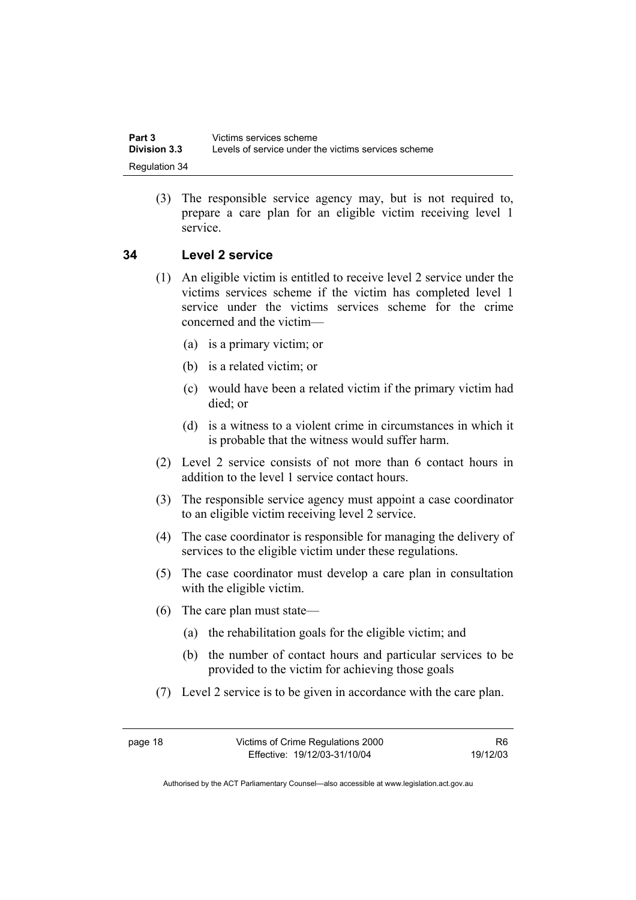(3) The responsible service agency may, but is not required to, prepare a care plan for an eligible victim receiving level 1 service.

## 34 Level 2 service

(1) An eligible victim is entitled to receive level 2 service under the victims services scheme if the victim has completed level 1 service under the victims services scheme for the crime concerned and the victim—

(a) is a primary victim; or

(b) is a related victim; or

(c) would have been a related victim if the primary victim had died; or

(d) is a witness to a violent crime in circumstances in which it is probable that the witness would suffer harm.

(2) Level 2 service consists of not more than 6 contact hours in addition to the level 1 service contact hours.

(3) The responsible service agency must appoint a case coordinator to an eligible victim receiving level 2 service.

(4) The case coordinator is responsible for managing the delivery of services to the eligible victim under these regulations.

(5) The case coordinator must develop a care plan in consultation with the eligible victim.

(6) The care plan must state—

(a) the rehabilitation goals for the eligible victim; and

(b) the number of contact hours and particular services to be provided to the victim for achieving those goals

(7) Level 2 service is to be given in accordance with the care plan.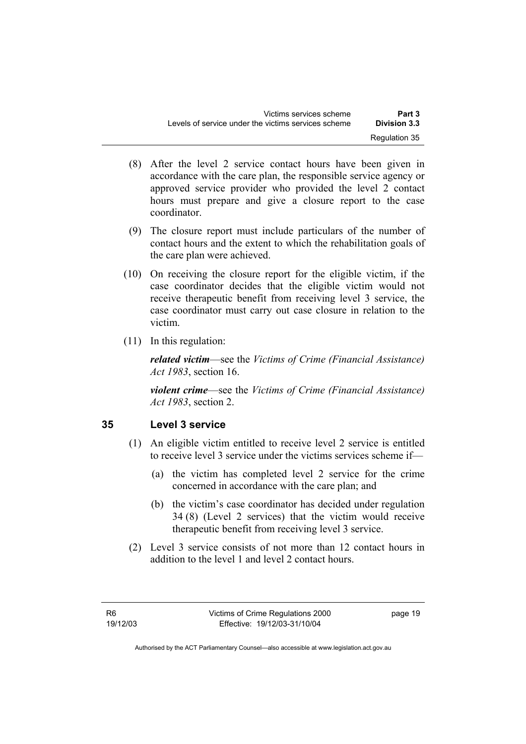(8) After the level 2 service contact hours have been given in accordance with the care plan, the responsible service agency or approved service provider who provided the level 2 contact hours must prepare and give a closure report to the case coordinator.

(9) The closure report must include particulars of the number of contact hours and the extent to which the rehabilitation goals of the care plan were achieved.

(10) On receiving the closure report for the eligible victim, if the case coordinator decides that the eligible victim would not receive therapeutic benefit from receiving level 3 service, the case coordinator must carry out case closure in relation to the victim.

(11) In this regulation:

***related victim***—see the *Victims of Crime (Financial Assistance) Act 1983*, section 16.

***violent crime***—see the *Victims of Crime (Financial Assistance) Act 1983*, section 2.

## 35 Level 3 service

(1) An eligible victim entitled to receive level 2 service is entitled to receive level 3 service under the victims services scheme if—

(a) the victim has completed level 2 service for the crime concerned in accordance with the care plan; and

(b) the victim's case coordinator has decided under regulation 34 (8) (Level 2 services) that the victim would receive therapeutic benefit from receiving level 3 service.

(2) Level 3 service consists of not more than 12 contact hours in addition to the level 1 and level 2 contact hours.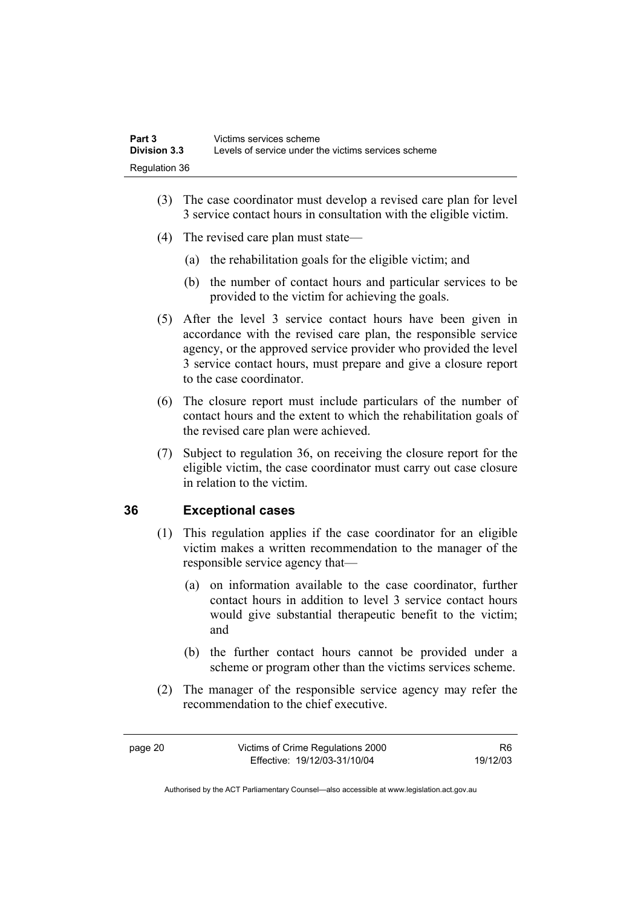(3) The case coordinator must develop a revised care plan for level 3 service contact hours in consultation with the eligible victim.

(4) The revised care plan must state—

(a) the rehabilitation goals for the eligible victim; and

(b) the number of contact hours and particular services to be provided to the victim for achieving the goals.

(5) After the level 3 service contact hours have been given in accordance with the revised care plan, the responsible service agency, or the approved service provider who provided the level 3 service contact hours, must prepare and give a closure report to the case coordinator.

(6) The closure report must include particulars of the number of contact hours and the extent to which the rehabilitation goals of the revised care plan were achieved.

(7) Subject to regulation 36, on receiving the closure report for the eligible victim, the case coordinator must carry out case closure in relation to the victim.

## 36 Exceptional cases

(1) This regulation applies if the case coordinator for an eligible victim makes a written recommendation to the manager of the responsible service agency that—

(a) on information available to the case coordinator, further contact hours in addition to level 3 service contact hours would give substantial therapeutic benefit to the victim; and

(b) the further contact hours cannot be provided under a scheme or program other than the victims services scheme.

(2) The manager of the responsible service agency may refer the recommendation to the chief executive.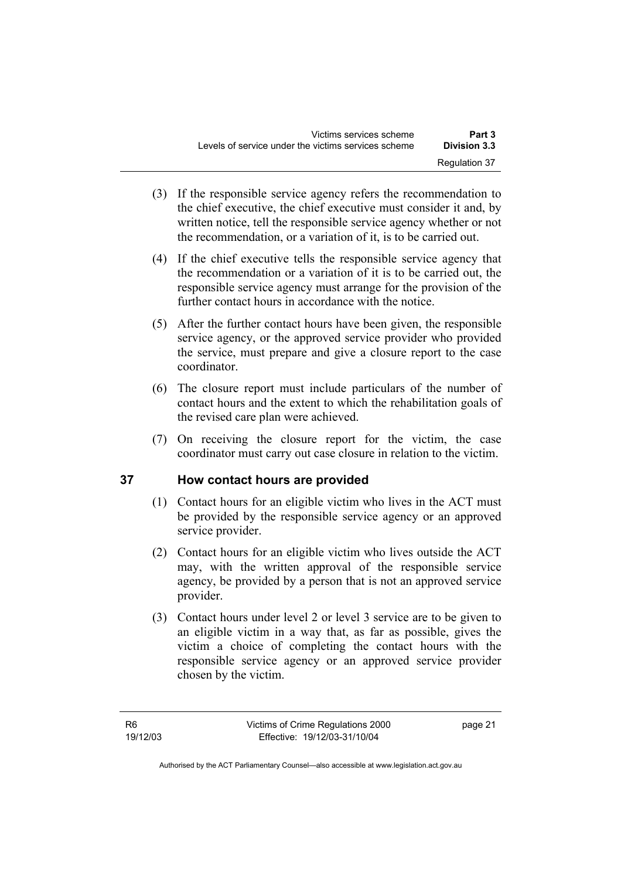(3) If the responsible service agency refers the recommendation to the chief executive, the chief executive must consider it and, by written notice, tell the responsible service agency whether or not the recommendation, or a variation of it, is to be carried out.

(4) If the chief executive tells the responsible service agency that the recommendation or a variation of it is to be carried out, the responsible service agency must arrange for the provision of the further contact hours in accordance with the notice.

(5) After the further contact hours have been given, the responsible service agency, or the approved service provider who provided the service, must prepare and give a closure report to the case coordinator.

(6) The closure report must include particulars of the number of contact hours and the extent to which the rehabilitation goals of the revised care plan were achieved.

(7) On receiving the closure report for the victim, the case coordinator must carry out case closure in relation to the victim.

## 37 How contact hours are provided

(1) Contact hours for an eligible victim who lives in the ACT must be provided by the responsible service agency or an approved service provider.

(2) Contact hours for an eligible victim who lives outside the ACT may, with the written approval of the responsible service agency, be provided by a person that is not an approved service provider.

(3) Contact hours under level 2 or level 3 service are to be given to an eligible victim in a way that, as far as possible, gives the victim a choice of completing the contact hours with the responsible service agency or an approved service provider chosen by the victim.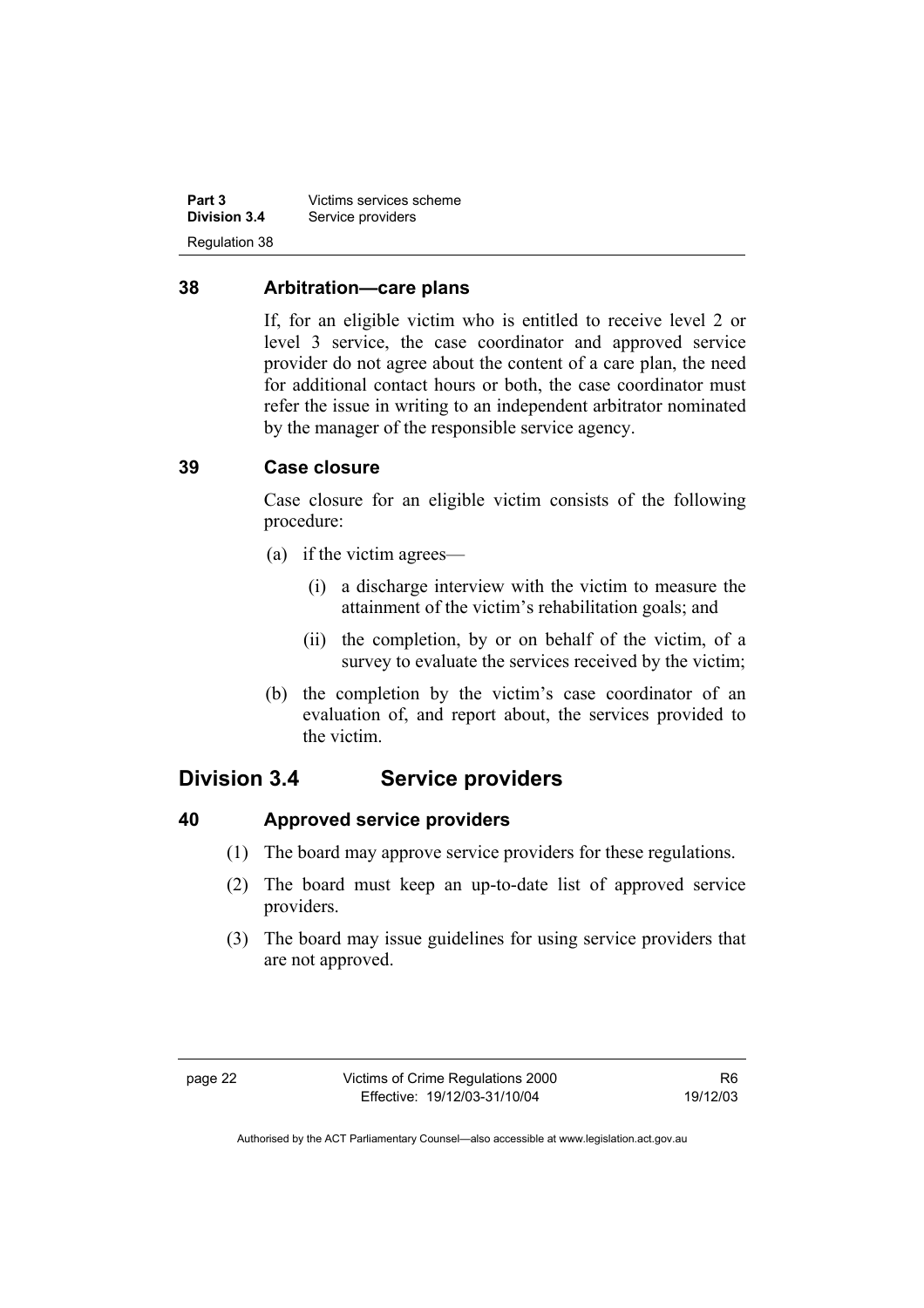## 38 Arbitration—care plans

If, for an eligible victim who is entitled to receive level 2 or level 3 service, the case coordinator and approved service provider do not agree about the content of a care plan, the need for additional contact hours or both, the case coordinator must refer the issue in writing to an independent arbitrator nominated by the manager of the responsible service agency.

## 39 Case closure

Case closure for an eligible victim consists of the following procedure:

(a) if the victim agrees—

(i) a discharge interview with the victim to measure the attainment of the victim's rehabilitation goals; and

(ii) the completion, by or on behalf of the victim, of a survey to evaluate the services received by the victim;

(b) the completion by the victim's case coordinator of an evaluation of, and report about, the services provided to the victim.

# Division 3.4 Service providers

## 40 Approved service providers

(1) The board may approve service providers for these regulations.

(2) The board must keep an up-to-date list of approved service providers.

(3) The board may issue guidelines for using service providers that are not approved.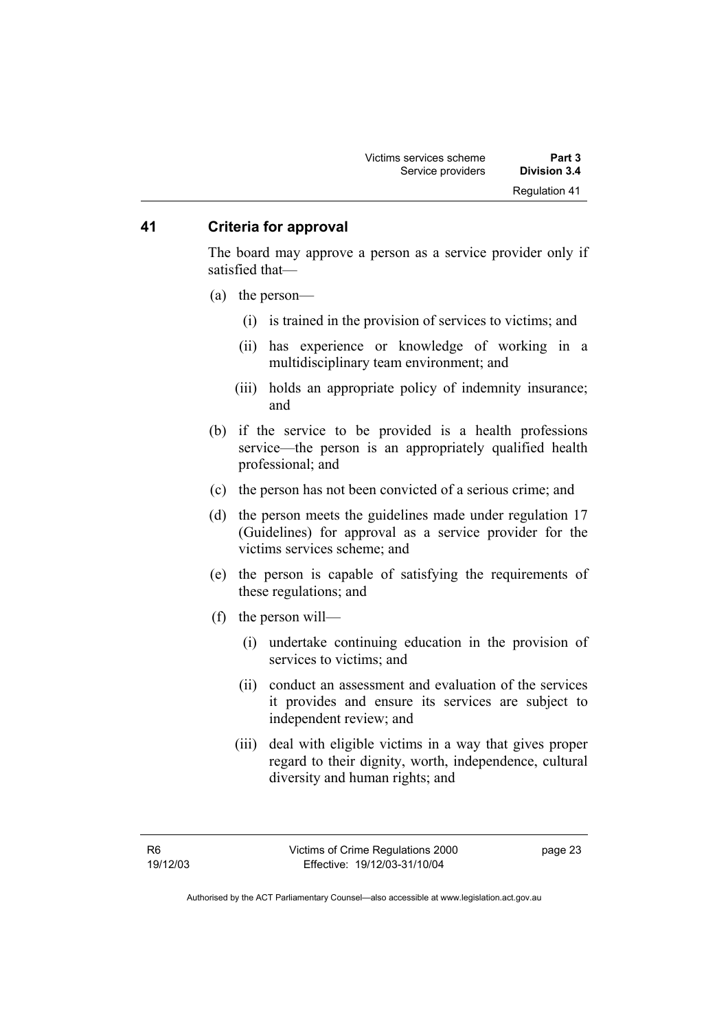## 41 Criteria for approval

The board may approve a person as a service provider only if satisfied that—

(a) the person—

(i) is trained in the provision of services to victims; and

(ii) has experience or knowledge of working in a multidisciplinary team environment; and

(iii) holds an appropriate policy of indemnity insurance; and

(b) if the service to be provided is a health professions service—the person is an appropriately qualified health professional; and

(c) the person has not been convicted of a serious crime; and

(d) the person meets the guidelines made under regulation 17 (Guidelines) for approval as a service provider for the victims services scheme; and

(e) the person is capable of satisfying the requirements of these regulations; and

(f) the person will—

(i) undertake continuing education in the provision of services to victims; and

(ii) conduct an assessment and evaluation of the services it provides and ensure its services are subject to independent review; and

(iii) deal with eligible victims in a way that gives proper regard to their dignity, worth, independence, cultural diversity and human rights; and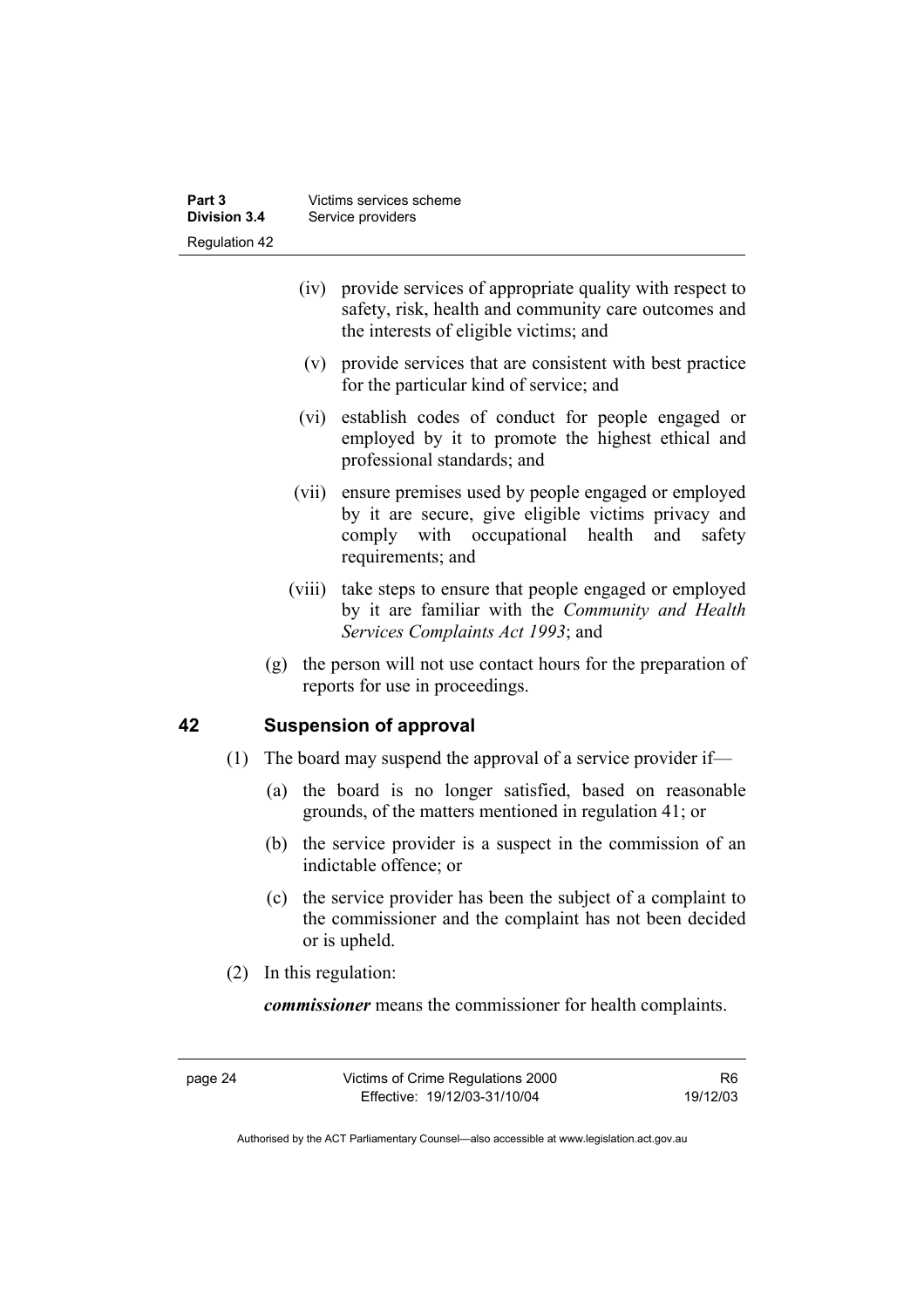(iv) provide services of appropriate quality with respect to safety, risk, health and community care outcomes and the interests of eligible victims; and

(v) provide services that are consistent with best practice for the particular kind of service; and

(vi) establish codes of conduct for people engaged or employed by it to promote the highest ethical and professional standards; and

(vii) ensure premises used by people engaged or employed by it are secure, give eligible victims privacy and comply with occupational health and safety requirements; and

(viii) take steps to ensure that people engaged or employed by it are familiar with the *Community and Health Services Complaints Act 1993*; and

(g) the person will not use contact hours for the preparation of reports for use in proceedings.

## 42 Suspension of approval

(1) The board may suspend the approval of a service provider if—

(a) the board is no longer satisfied, based on reasonable grounds, of the matters mentioned in regulation 41; or

(b) the service provider is a suspect in the commission of an indictable offence; or

(c) the service provider has been the subject of a complaint to the commissioner and the complaint has not been decided or is upheld.

(2) In this regulation:

***commissioner*** means the commissioner for health complaints.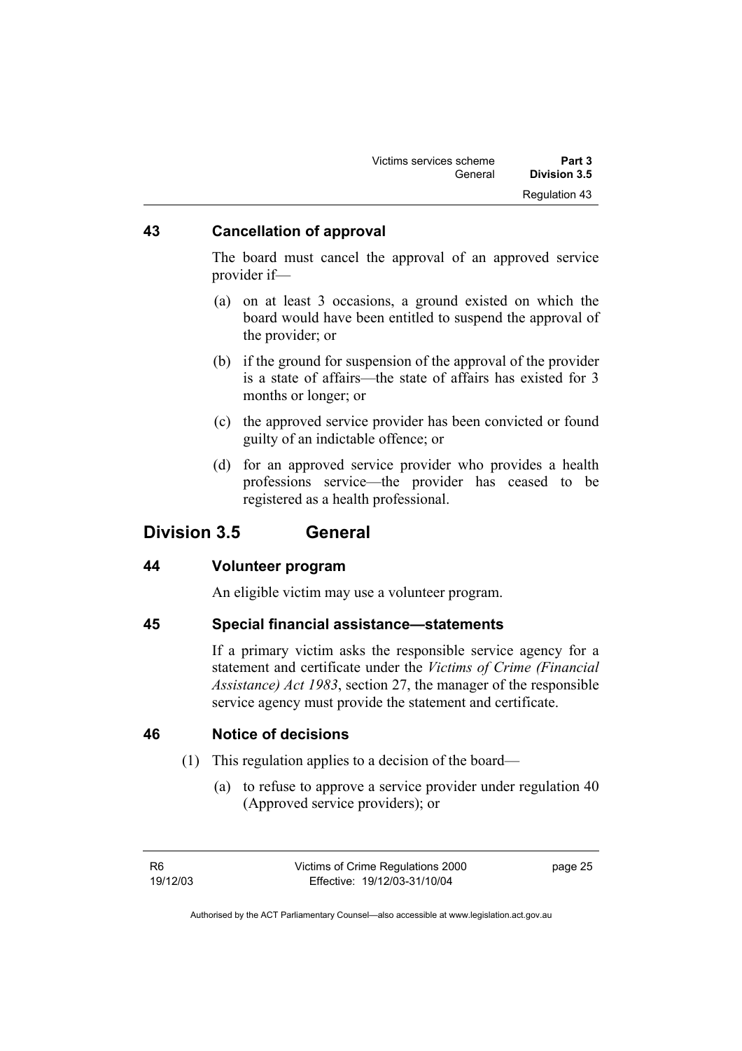### 43 Cancellation of approval

The board must cancel the approval of an approved service provider if—

(a) on at least 3 occasions, a ground existed on which the board would have been entitled to suspend the approval of the provider; or

(b) if the ground for suspension of the approval of the provider is a state of affairs—the state of affairs has existed for 3 months or longer; or

(c) the approved service provider has been convicted or found guilty of an indictable offence; or

(d) for an approved service provider who provides a health professions service—the provider has ceased to be registered as a health professional.

## Division 3.5 General

### 44 Volunteer program

An eligible victim may use a volunteer program.

### 45 Special financial assistance—statements

If a primary victim asks the responsible service agency for a statement and certificate under the *Victims of Crime (Financial Assistance) Act 1983*, section 27, the manager of the responsible service agency must provide the statement and certificate.

### 46 Notice of decisions

(1) This regulation applies to a decision of the board—

(a) to refuse to approve a service provider under regulation 40 (Approved service providers); or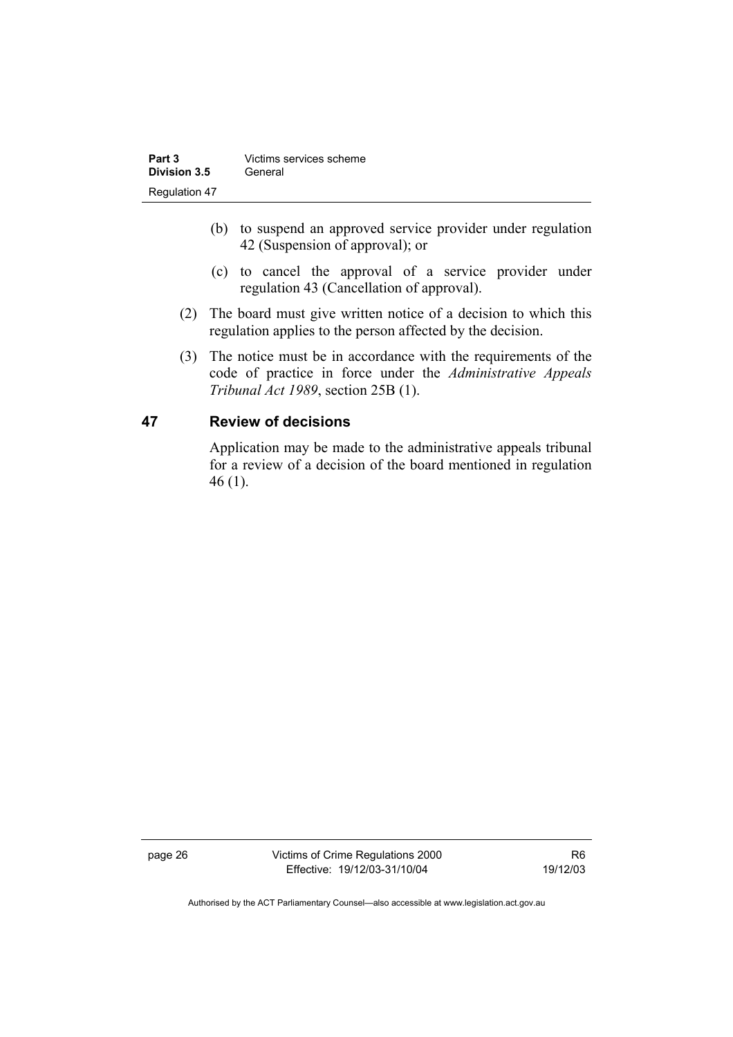(b) to suspend an approved service provider under regulation 42 (Suspension of approval); or

(c) to cancel the approval of a service provider under regulation 43 (Cancellation of approval).

(2) The board must give written notice of a decision to which this regulation applies to the person affected by the decision.

(3) The notice must be in accordance with the requirements of the code of practice in force under the *Administrative Appeals Tribunal Act 1989*, section 25B (1).

## 47 Review of decisions

Application may be made to the administrative appeals tribunal for a review of a decision of the board mentioned in regulation 46 (1).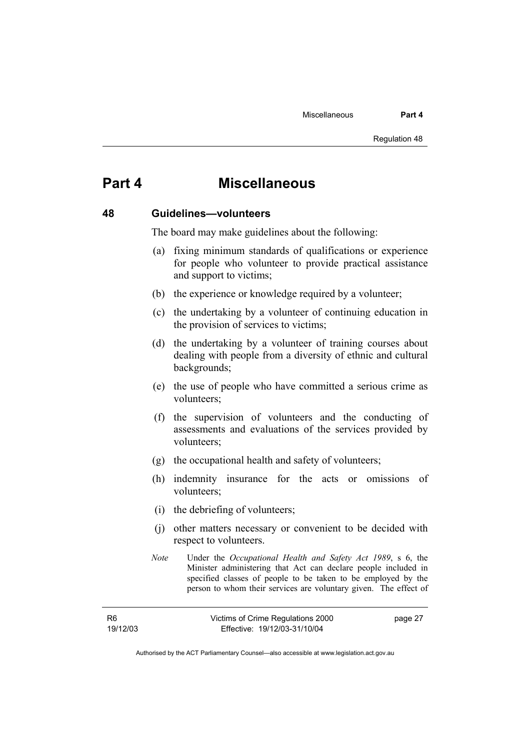# Part 4 Miscellaneous

## 48 Guidelines—volunteers

The board may make guidelines about the following:

(a) fixing minimum standards of qualifications or experience for people who volunteer to provide practical assistance and support to victims;

(b) the experience or knowledge required by a volunteer;

(c) the undertaking by a volunteer of continuing education in the provision of services to victims;

(d) the undertaking by a volunteer of training courses about dealing with people from a diversity of ethnic and cultural backgrounds;

(e) the use of people who have committed a serious crime as volunteers;

(f) the supervision of volunteers and the conducting of assessments and evaluations of the services provided by volunteers;

(g) the occupational health and safety of volunteers;

(h) indemnity insurance for the acts or omissions of volunteers;

(i) the debriefing of volunteers;

(j) other matters necessary or convenient to be decided with respect to volunteers.

*Note* Under the *Occupational Health and Safety Act 1989*, s 6, the Minister administering that Act can declare people included in specified classes of people to be taken to be employed by the person to whom their services are voluntary given. The effect of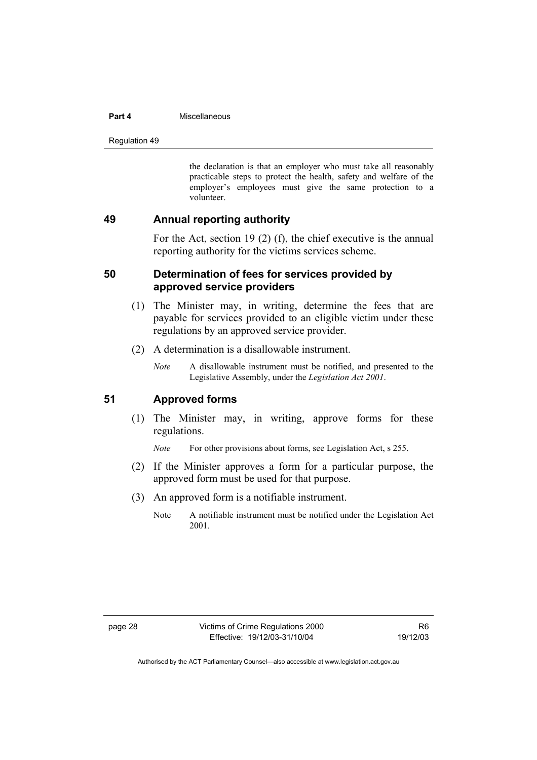the declaration is that an employer who must take all reasonably practicable steps to protect the health, safety and welfare of the employer's employees must give the same protection to a volunteer.

## 49 Annual reporting authority

For the Act, section 19 (2) (f), the chief executive is the annual reporting authority for the victims services scheme.

## 50 Determination of fees for services provided by approved service providers

(1) The Minister may, in writing, determine the fees that are payable for services provided to an eligible victim under these regulations by an approved service provider.

(2) A determination is a disallowable instrument.

*Note* A disallowable instrument must be notified, and presented to the Legislative Assembly, under the *Legislation Act 2001*.

## 51 Approved forms

(1) The Minister may, in writing, approve forms for these regulations.

*Note* For other provisions about forms, see Legislation Act, s 255.

(2) If the Minister approves a form for a particular purpose, the approved form must be used for that purpose.

(3) An approved form is a notifiable instrument.

Note A notifiable instrument must be notified under the Legislation Act 2001.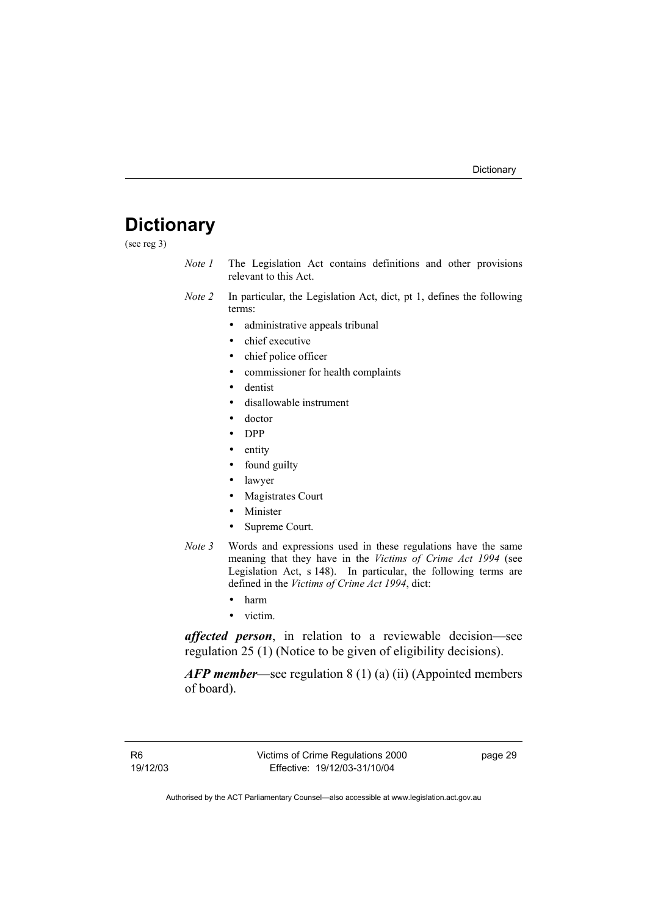# Dictionary

(see reg 3)

*Note 1* The Legislation Act contains definitions and other provisions relevant to this Act.

*Note 2* In particular, the Legislation Act, dict, pt 1, defines the following terms:

- administrative appeals tribunal
- chief executive
- chief police officer
- commissioner for health complaints
- dentist
- disallowable instrument
- doctor
- DPP
- entity
- found guilty
- lawyer
- Magistrates Court
- Minister
- Supreme Court.

*Note 3* Words and expressions used in these regulations have the same meaning that they have in the *Victims of Crime Act 1994* (see Legislation Act, s 148). In particular, the following terms are defined in the *Victims of Crime Act 1994*, dict:

- harm
- victim.

***affected person***, in relation to a reviewable decision—see regulation 25 (1) (Notice to be given of eligibility decisions).

***AFP member***—see regulation 8 (1) (a) (ii) (Appointed members of board).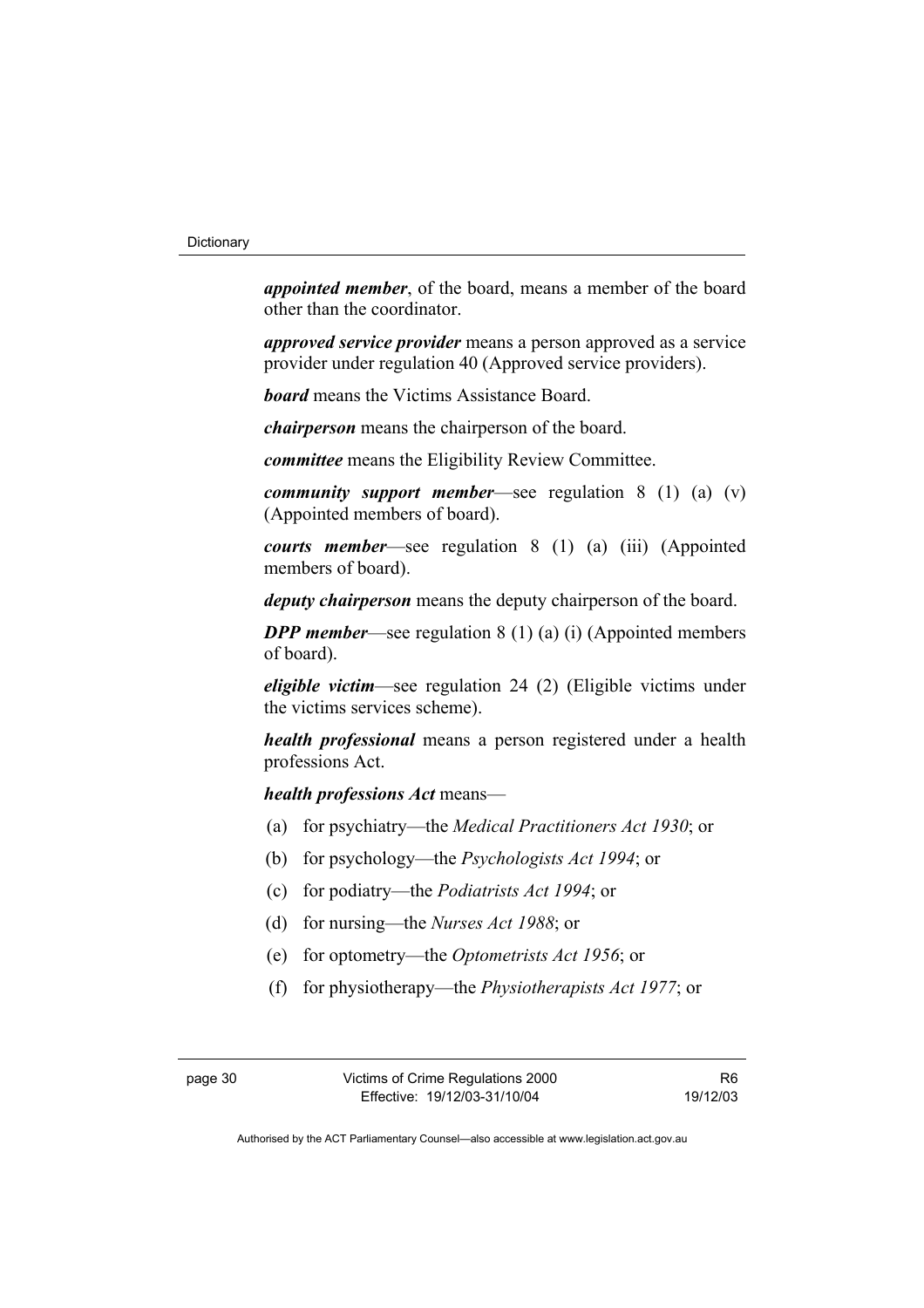***appointed member***, of the board, means a member of the board other than the coordinator.

***approved service provider*** means a person approved as a service provider under regulation 40 (Approved service providers).

***board*** means the Victims Assistance Board.

***chairperson*** means the chairperson of the board.

***committee*** means the Eligibility Review Committee.

***community support member***—see regulation 8 (1) (a) (v) (Appointed members of board).

***courts member***—see regulation 8 (1) (a) (iii) (Appointed members of board).

***deputy chairperson*** means the deputy chairperson of the board.

***DPP member***—see regulation 8 (1) (a) (i) (Appointed members of board).

***eligible victim***—see regulation 24 (2) (Eligible victims under the victims services scheme).

***health professional*** means a person registered under a health professions Act.

***health professions Act*** means—

(a) for psychiatry—the *Medical Practitioners Act 1930*; or

(b) for psychology—the *Psychologists Act 1994*; or

(c) for podiatry—the *Podiatrists Act 1994*; or

(d) for nursing—the *Nurses Act 1988*; or

(e) for optometry—the *Optometrists Act 1956*; or

(f) for physiotherapy—the *Physiotherapists Act 1977*; or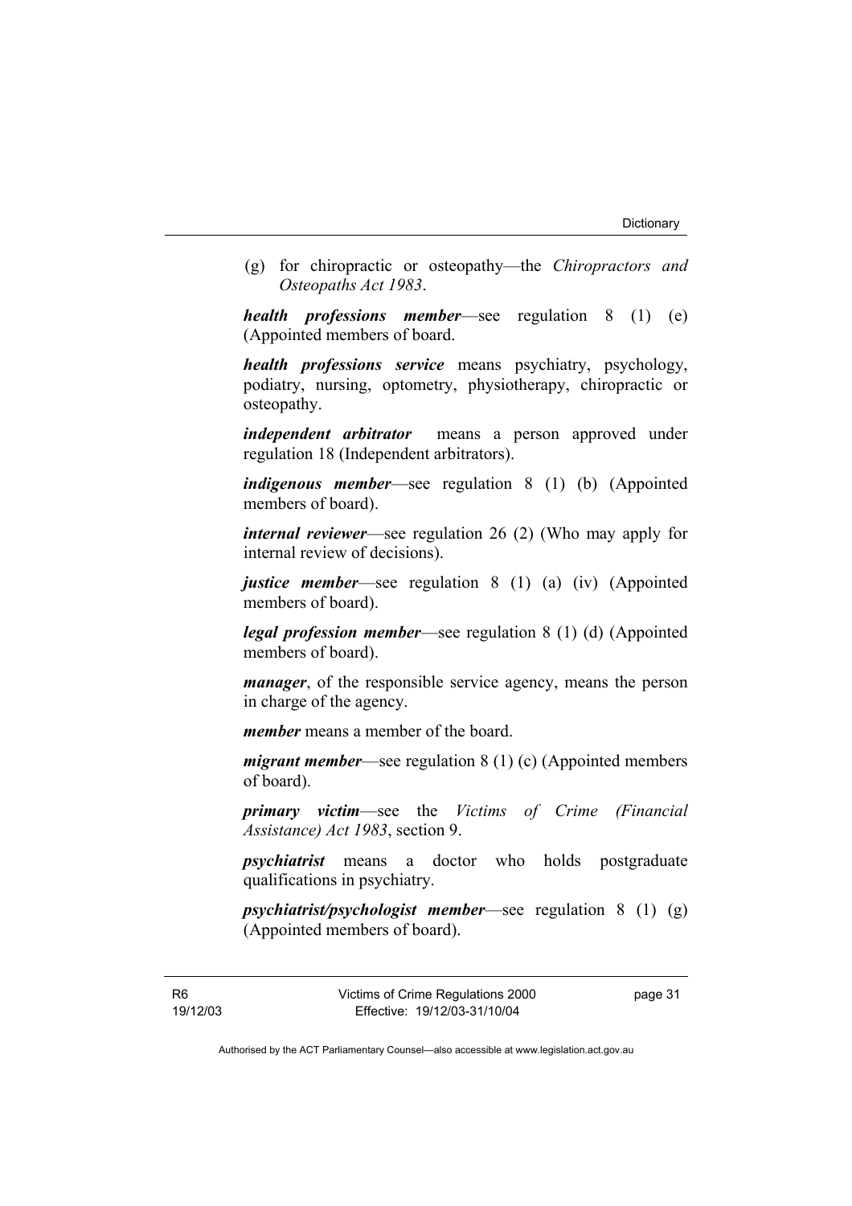(g) for chiropractic or osteopathy—the *Chiropractors and Osteopaths Act 1983*.

***health professions member***—see regulation 8 (1) (e) (Appointed members of board.

***health professions service*** means psychiatry, psychology, podiatry, nursing, optometry, physiotherapy, chiropractic or osteopathy.

***independent arbitrator*** means a person approved under regulation 18 (Independent arbitrators).

***indigenous member***—see regulation 8 (1) (b) (Appointed members of board).

***internal reviewer***—see regulation 26 (2) (Who may apply for internal review of decisions).

***justice member***—see regulation 8 (1) (a) (iv) (Appointed members of board).

***legal profession member***—see regulation 8 (1) (d) (Appointed members of board).

***manager***, of the responsible service agency, means the person in charge of the agency.

***member*** means a member of the board.

***migrant member***—see regulation 8 (1) (c) (Appointed members of board).

***primary victim***—see the *Victims of Crime (Financial Assistance) Act 1983*, section 9.

***psychiatrist*** means a doctor who holds postgraduate qualifications in psychiatry.

***psychiatrist/psychologist member***—see regulation 8 (1) (g) (Appointed members of board).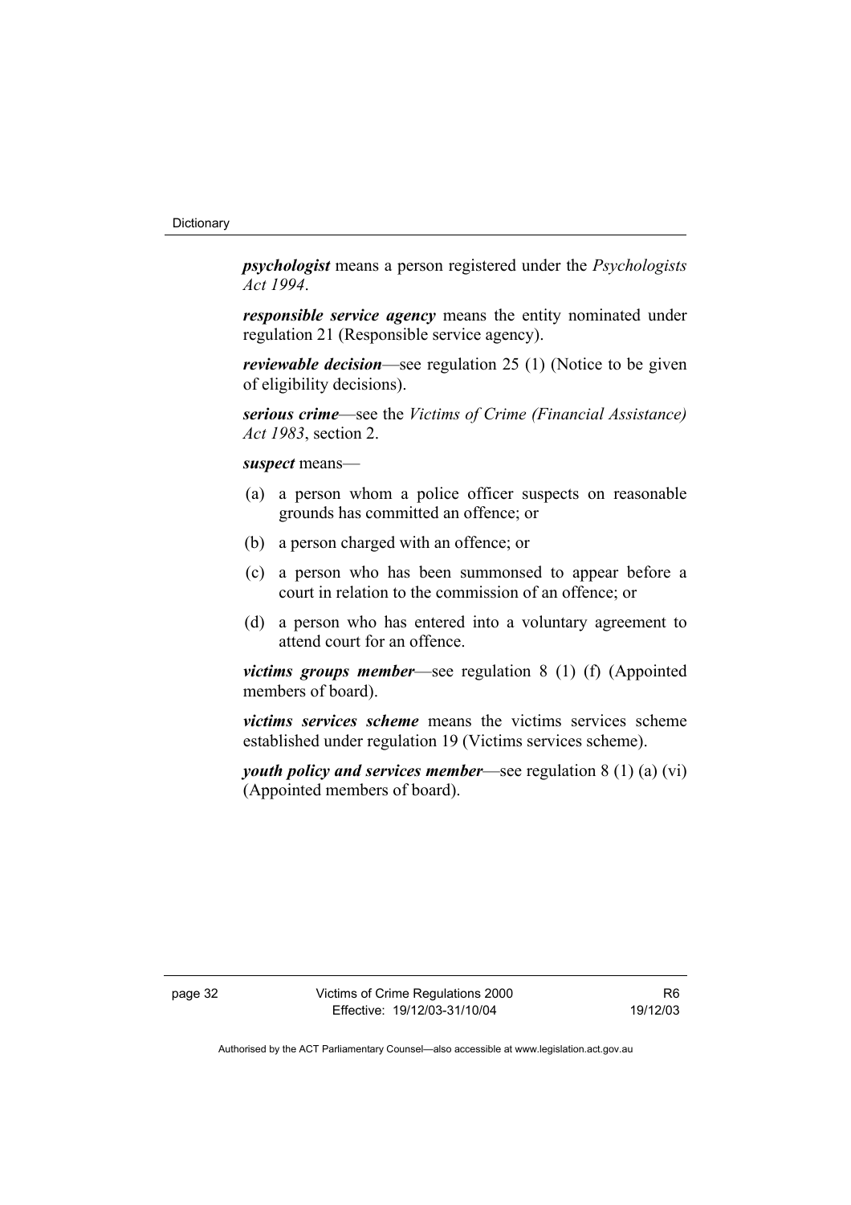***psychologist*** means a person registered under the *Psychologists Act 1994*.

***responsible service agency*** means the entity nominated under regulation 21 (Responsible service agency).

***reviewable decision***—see regulation 25 (1) (Notice to be given of eligibility decisions).

***serious crime***—see the *Victims of Crime (Financial Assistance) Act 1983*, section 2.

***suspect*** means—

(a) a person whom a police officer suspects on reasonable grounds has committed an offence; or

(b) a person charged with an offence; or

(c) a person who has been summonsed to appear before a court in relation to the commission of an offence; or

(d) a person who has entered into a voluntary agreement to attend court for an offence.

***victims groups member***—see regulation 8 (1) (f) (Appointed members of board).

***victims services scheme*** means the victims services scheme established under regulation 19 (Victims services scheme).

***youth policy and services member***—see regulation 8 (1) (a) (vi) (Appointed members of board).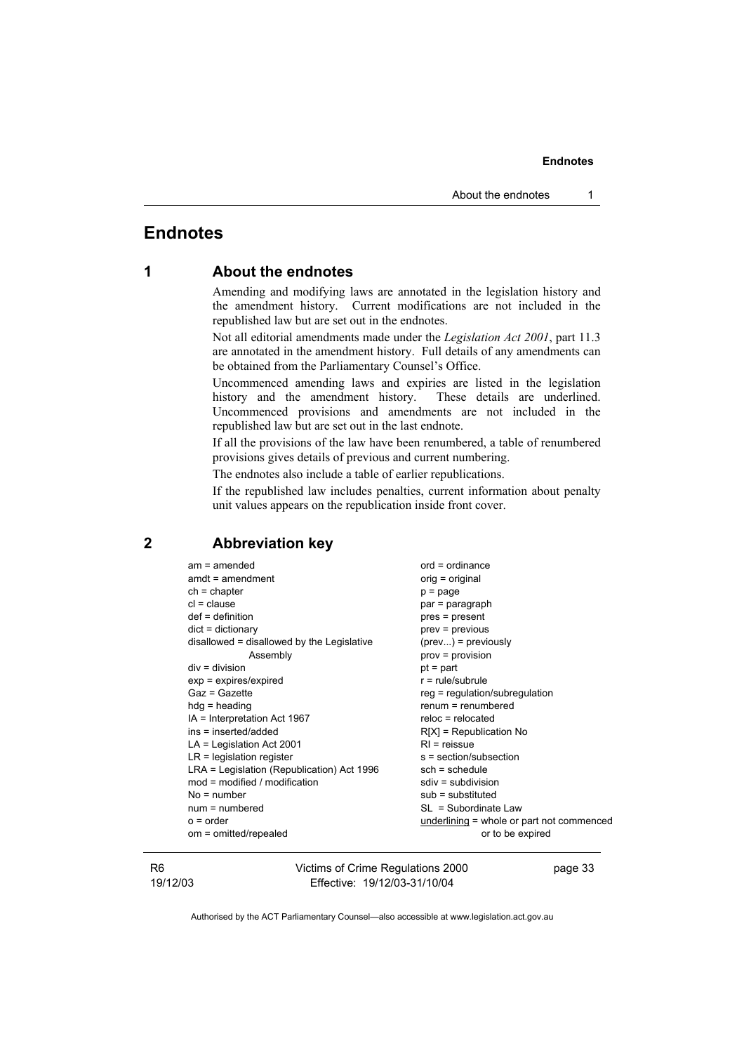# Endnotes

## 1 About the endnotes

Amending and modifying laws are annotated in the legislation history and the amendment history. Current modifications are not included in the republished law but are set out in the endnotes.

Not all editorial amendments made under the *Legislation Act 2001*, part 11.3 are annotated in the amendment history. Full details of any amendments can be obtained from the Parliamentary Counsel's Office.

Uncommenced amending laws and expiries are listed in the legislation history and the amendment history. These details are underlined. Uncommenced provisions and amendments are not included in the republished law but are set out in the last endnote.

If all the provisions of the law have been renumbered, a table of renumbered provisions gives details of previous and current numbering.

The endnotes also include a table of earlier republications.

If the republished law includes penalties, current information about penalty unit values appears on the republication inside front cover.

## 2 Abbreviation key

am = amended
amdt = amendment
ch = chapter
cl = clause
def = definition
dict = dictionary
disallowed = disallowed by the Legislative Assembly
div = division
exp = expires/expired
Gaz = Gazette
hdg = heading
IA = Interpretation Act 1967
ins = inserted/added
LA = Legislation Act 2001
LR = legislation register
LRA = Legislation (Republication) Act 1996
mod = modified / modification
No = number
num = numbered
o = order
om = omitted/repealed
ord = ordinance
orig = original
p = page
par = paragraph
pres = present
prev = previous
(prev...) = previously
prov = provision
pt = part
r = rule/subrule
reg = regulation/subregulation
renum = renumbered
reloc = relocated
R[X] = Republication No
RI = reissue
s = section/subsection
sch = schedule
sdiv = subdivision
sub = substituted
SL = Subordinate Law
<u>underlining</u> = whole or part not commenced or to be expired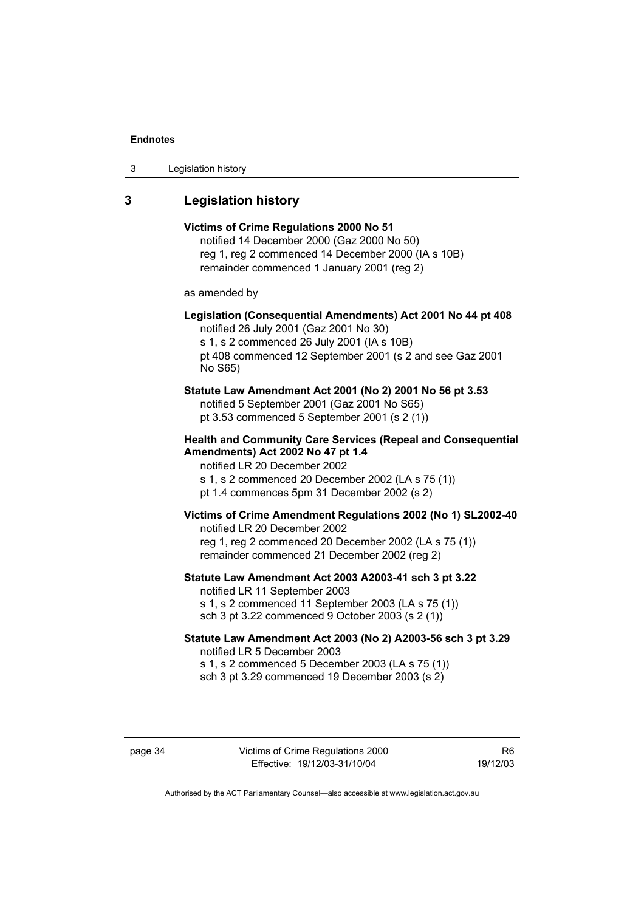## 3 Legislation history

**Victims of Crime Regulations 2000 No 51**
notified 14 December 2000 (Gaz 2000 No 50)
reg 1, reg 2 commenced 14 December 2000 (IA s 10B)
remainder commenced 1 January 2001 (reg 2)

as amended by

**Legislation (Consequential Amendments) Act 2001 No 44 pt 408**
notified 26 July 2001 (Gaz 2001 No 30)
s 1, s 2 commenced 26 July 2001 (IA s 10B)
pt 408 commenced 12 September 2001 (s 2 and see Gaz 2001 No S65)

**Statute Law Amendment Act 2001 (No 2) 2001 No 56 pt 3.53**
notified 5 September 2001 (Gaz 2001 No S65)
pt 3.53 commenced 5 September 2001 (s 2 (1))

**Health and Community Care Services (Repeal and Consequential Amendments) Act 2002 No 47 pt 1.4**
notified LR 20 December 2002
s 1, s 2 commenced 20 December 2002 (LA s 75 (1))
pt 1.4 commences 5pm 31 December 2002 (s 2)

**Victims of Crime Amendment Regulations 2002 (No 1) SL2002-40**
notified LR 20 December 2002
reg 1, reg 2 commenced 20 December 2002 (LA s 75 (1))
remainder commenced 21 December 2002 (reg 2)

**Statute Law Amendment Act 2003 A2003-41 sch 3 pt 3.22**
notified LR 11 September 2003
s 1, s 2 commenced 11 September 2003 (LA s 75 (1))
sch 3 pt 3.22 commenced 9 October 2003 (s 2 (1))

**Statute Law Amendment Act 2003 (No 2) A2003-56 sch 3 pt 3.29**
notified LR 5 December 2003
s 1, s 2 commenced 5 December 2003 (LA s 75 (1))
sch 3 pt 3.29 commenced 19 December 2003 (s 2)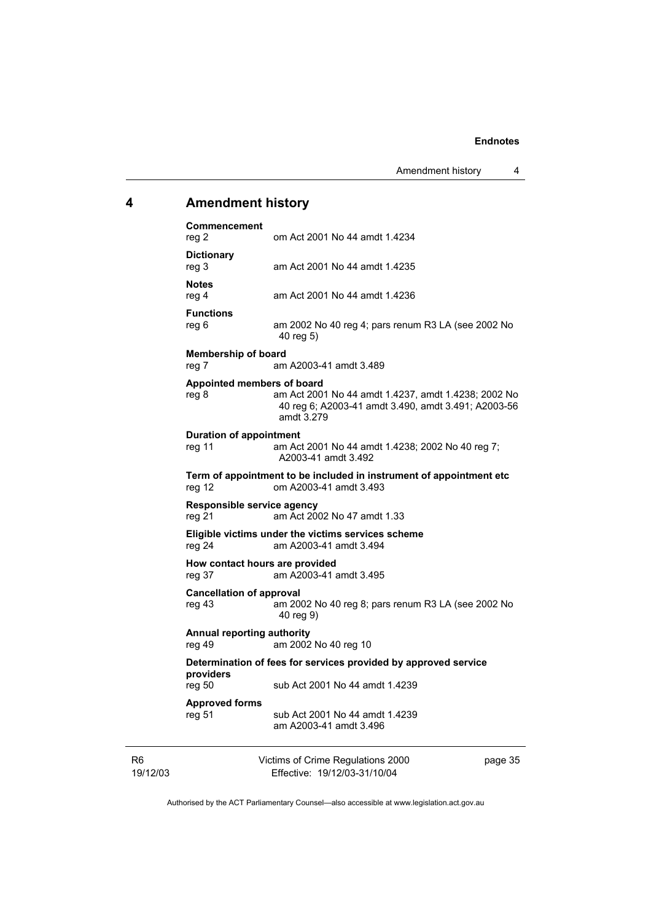## 4 Amendment history

**Commencement**
reg 2 om Act 2001 No 44 amdt 1.4234

**Dictionary**
reg 3 am Act 2001 No 44 amdt 1.4235

**Notes**
reg 4 am Act 2001 No 44 amdt 1.4236

**Functions**
reg 6 am 2002 No 40 reg 4; pars renum R3 LA (see 2002 No 40 reg 5)

**Membership of board**
reg 7 am A2003-41 amdt 3.489

**Appointed members of board**
reg 8 am Act 2001 No 44 amdt 1.4237, amdt 1.4238; 2002 No 40 reg 6; A2003-41 amdt 3.490, amdt 3.491; A2003-56 amdt 3.279

**Duration of appointment**
reg 11 am Act 2001 No 44 amdt 1.4238; 2002 No 40 reg 7; A2003-41 amdt 3.492

**Term of appointment to be included in instrument of appointment etc**
reg 12 om A2003-41 amdt 3.493

**Responsible service agency**
reg 21 am Act 2002 No 47 amdt 1.33

**Eligible victims under the victims services scheme**
reg 24 am A2003-41 amdt 3.494

**How contact hours are provided**
reg 37 am A2003-41 amdt 3.495

**Cancellation of approval**
reg 43 am 2002 No 40 reg 8; pars renum R3 LA (see 2002 No 40 reg 9)

**Annual reporting authority**
reg 49 am 2002 No 40 reg 10

**Determination of fees for services provided by approved service providers**
reg 50 sub Act 2001 No 44 amdt 1.4239

**Approved forms**
reg 51 sub Act 2001 No 44 amdt 1.4239
am A2003-41 amdt 3.496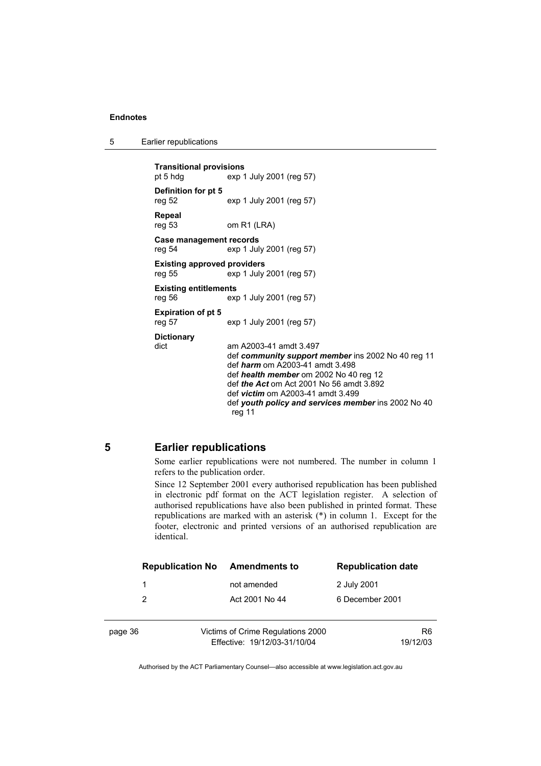**Transitional provisions**
pt 5 hdg exp 1 July 2001 (reg 57)

**Definition for pt 5**
reg 52 exp 1 July 2001 (reg 57)

**Repeal**
reg 53 om R1 (LRA)

**Case management records**
reg 54 exp 1 July 2001 (reg 57)

**Existing approved providers**
reg 55 exp 1 July 2001 (reg 57)

**Existing entitlements**
reg 56 exp 1 July 2001 (reg 57)

**Expiration of pt 5**
reg 57 exp 1 July 2001 (reg 57)

**Dictionary**
dict am A2003-41 amdt 3.497
def ***community support member*** ins 2002 No 40 reg 11
def ***harm*** om A2003-41 amdt 3.498
def ***health member*** om 2002 No 40 reg 12
def ***the Act*** om Act 2001 No 56 amdt 3.892
def ***victim*** om A2003-41 amdt 3.499
def ***youth policy and services member*** ins 2002 No 40 reg 11

## 5 Earlier republications

Some earlier republications were not numbered. The number in column 1 refers to the publication order.

Since 12 September 2001 every authorised republication has been published in electronic pdf format on the ACT legislation register. A selection of authorised republications have also been published in printed format. These republications are marked with an asterisk (*) in column 1. Except for the footer, electronic and printed versions of an authorised republication are identical.

| Republication No | Amendments to | Republication date |
|---|---|---|
| 1 | not amended | 2 July 2001 |
| 2 | Act 2001 No 44 | 6 December 2001 |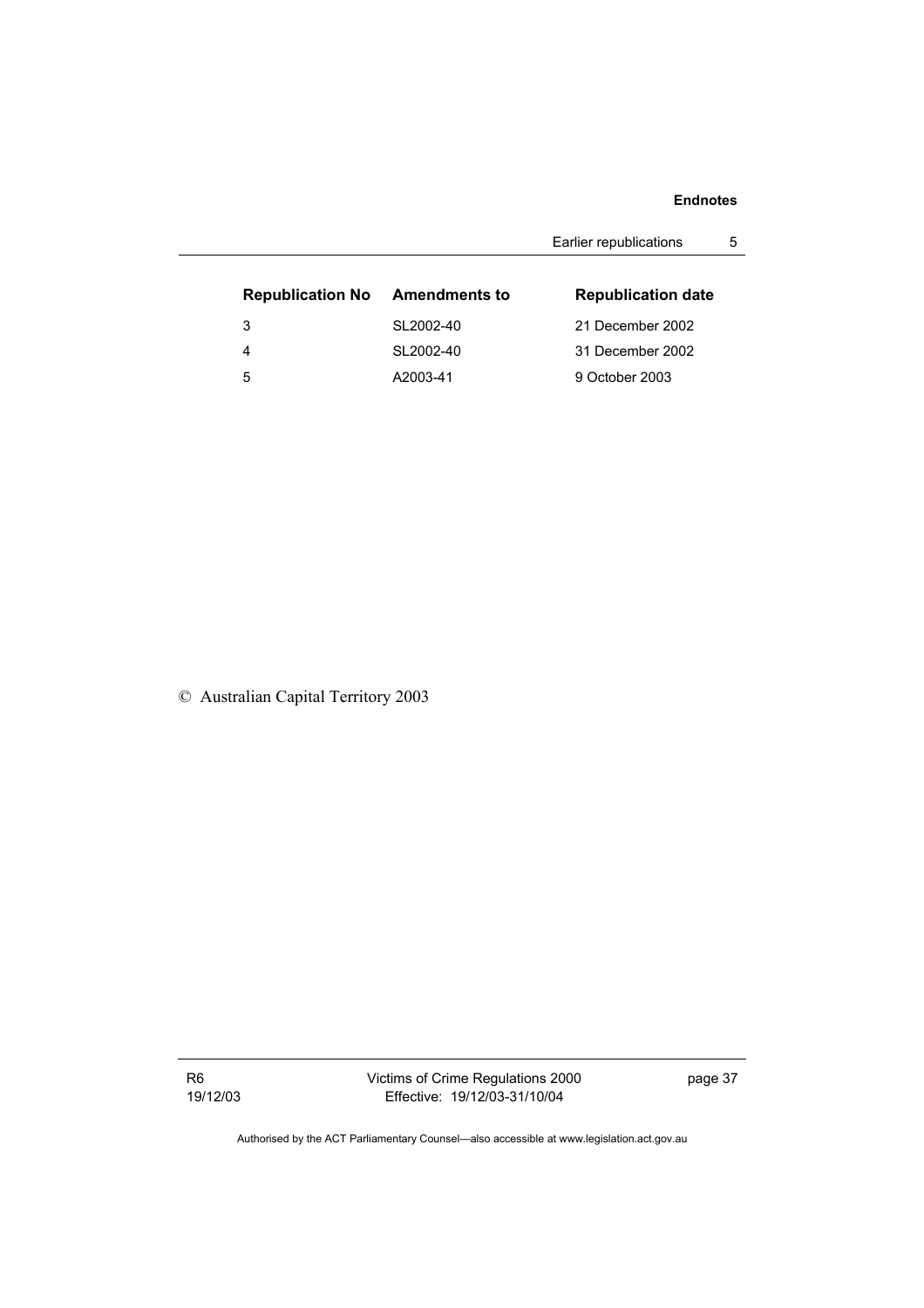| Republication No | Amendments to | Republication date |
|---|---|---|
| 3 | SL2002-40 | 21 December 2002 |
| 4 | SL2002-40 | 31 December 2002 |
| 5 | A2003-41 | 9 October 2003 |

© Australian Capital Territory 2003